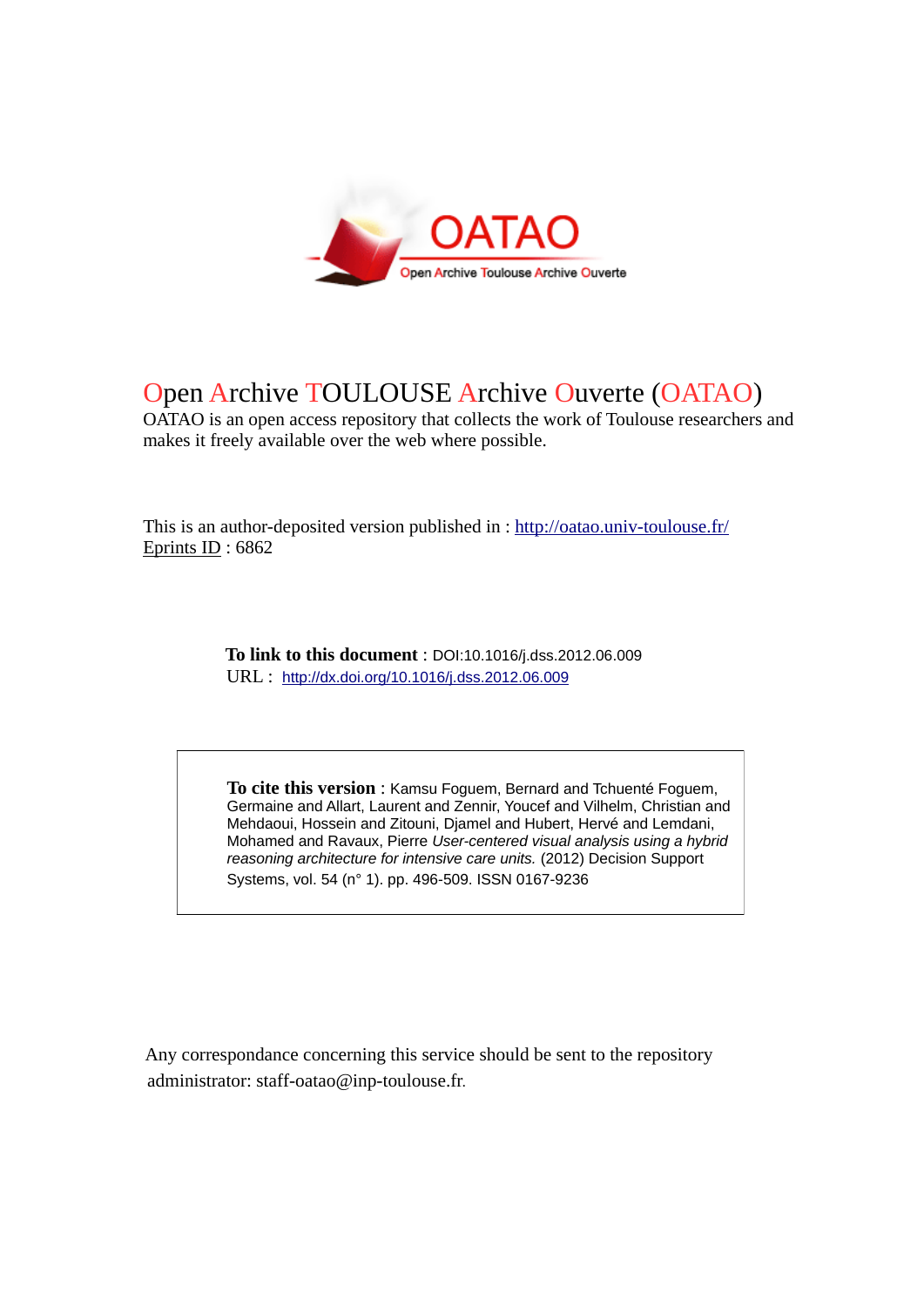OATAO

Open Archive Toulouse Archive Ouverte

# Open Archive TOULOUSE Archive Ouverte (OATAO)

OATAO is an open access repository that collects the work of Toulouse researchers and makes it freely available over the web where possible.

This is an author-deposited version published in : http://oatao.univ-toulouse.fr/
Eprints ID : 6862

**To link to this document** : DOI:10.1016/j.dss.2012.06.009
URL : http://dx.doi.org/10.1016/j.dss.2012.06.009

**To cite this version** : Kamsu Foguem, Bernard and Tchuenté Foguem, Germaine and Allart, Laurent and Zennir, Youcef and Vilhelm, Christian and Mehdaoui, Hossein and Zitouni, Djamel and Hubert, Hervé and Lemdani, Mohamed and Ravaux, Pierre *User-centered visual analysis using a hybrid reasoning architecture for intensive care units.* (2012) Decision Support Systems, vol. 54 (n° 1). pp. 496-509. ISSN 0167-9236

Any correspondance concerning this service should be sent to the repository administrator: staff-oatao@inp-toulouse.fr.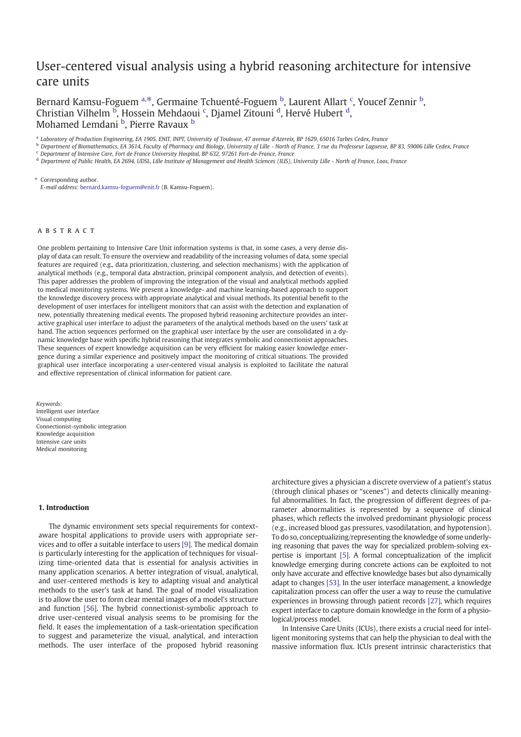# User-centered visual analysis using a hybrid reasoning architecture for intensive care units

Bernard Kamsu-Foguem [a,*], Germaine Tchuenté-Foguem [b], Laurent Allart [c], Youcef Zennir [b], Christian Vilhelm [b], Hossein Mehdaoui [c], Djamel Zitouni [d], Hervé Hubert [d], Mohamed Lemdani [b], Pierre Ravaux [b]

[a] Laboratory of Production Engineering, EA 1905, ENIT, INPT, University of Toulouse, 47 avenue d'Azereix, BP 1629, 65016 Tarbes Cedex, France
[b] Department of Biomathematics, EA 3614, Faculty of Pharmacy and Biology, University of Lille - North of France, 3 rue du Professeur Laguesse, BP 83, 59006 Lille Cedex, France
[c] Department of Intensive Care, Fort de France University Hospital, BP 632, 97261 Fort-de-France, France
[d] Department of Public Health, EA 2694, UDSL, Lille Institute of Management and Health Sciences (ILIS), University Lille - North of France, Loos, France

\* Corresponding author.
*E-mail address:* bernard.kamsu-foguem@enit.fr (B. Kamsu-Foguem).

## ABSTRACT

One problem pertaining to Intensive Care Unit information systems is that, in some cases, a very dense display of data can result. To ensure the overview and readability of the increasing volumes of data, some special features are required (e.g., data prioritization, clustering, and selection mechanisms) with the application of analytical methods (e.g., temporal data abstraction, principal component analysis, and detection of events). This paper addresses the problem of improving the integration of the visual and analytical methods applied to medical monitoring systems. We present a knowledge- and machine learning-based approach to support the knowledge discovery process with appropriate analytical and visual methods. Its potential benefit to the development of user interfaces for intelligent monitors that can assist with the detection and explanation of new, potentially threatening medical events. The proposed hybrid reasoning architecture provides an interactive graphical user interface to adjust the parameters of the analytical methods based on the users' task at hand. The action sequences performed on the graphical user interface by the user are consolidated in a dynamic knowledge base with specific hybrid reasoning that integrates symbolic and connectionist approaches. These sequences of expert knowledge acquisition can be very efficient for making easier knowledge emergence during a similar experience and positively impact the monitoring of critical situations. The provided graphical user interface incorporating a user-centered visual analysis is exploited to facilitate the natural and effective representation of clinical information for patient care.

*Keywords:*
Intelligent user interface
Visual computing
Connectionist-symbolic integration
Knowledge acquisition
Intensive care units
Medical monitoring

## 1. Introduction

The dynamic environment sets special requirements for context-aware hospital applications to provide users with appropriate services and to offer a suitable interface to users [9]. The medical domain is particularly interesting for the application of techniques for visualizing time-oriented data that is essential for analysis activities in many application scenarios. A better integration of visual, analytical, and user-centered methods is key to adapting visual and analytical methods to the user's task at hand. The goal of model visualization is to allow the user to form clear mental images of a model's structure and function [56]. The hybrid connectionist-symbolic approach to drive user-centered visual analysis seems to be promising for the field. It eases the implementation of a task-orientation specification to suggest and parameterize the visual, analytical, and interaction methods. The user interface of the proposed hybrid reasoning architecture gives a physician a discrete overview of a patient's status (through clinical phases or "scenes") and detects clinically meaningful abnormalities. In fact, the progression of different degrees of parameter abnormalities is represented by a sequence of clinical phases, which reflects the involved predominant physiologic process (e.g., increased blood gas pressures, vasodilatation, and hypotension). To do so, conceptualizing/representing the knowledge of some underlying reasoning that paves the way for specialized problem-solving expertise is important [5]. A formal conceptualization of the implicit knowledge emerging during concrete actions can be exploited to not only have accurate and effective knowledge bases but also dynamically adapt to changes [53]. In the user interface management, a knowledge capitalization process can offer the user a way to reuse the cumulative experiences in browsing through patient records [27], which requires expert interface to capture domain knowledge in the form of a physiological/process model.

In Intensive Care Units (ICUs), there exists a crucial need for intelligent monitoring systems that can help the physician to deal with the massive information flux. ICUs present intrinsic characteristics that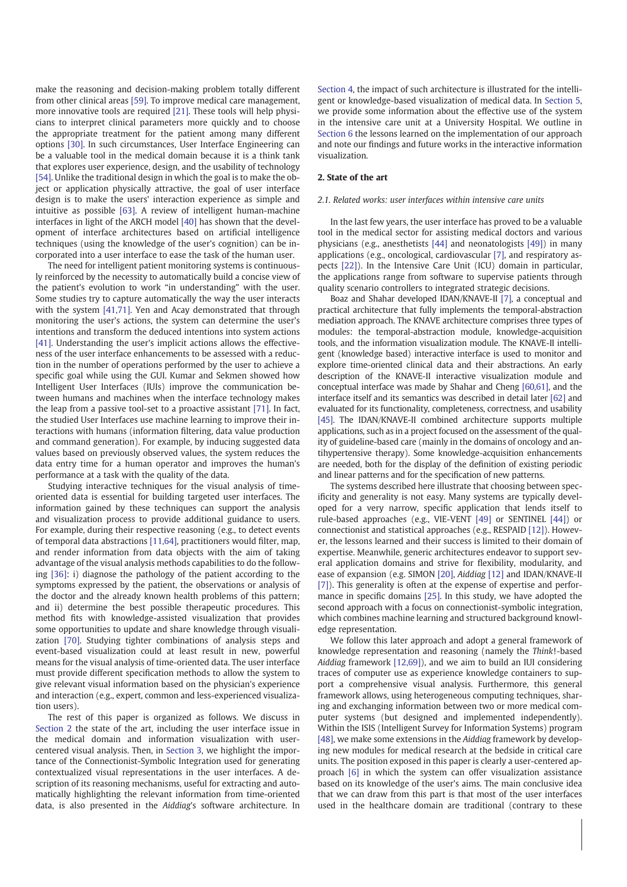make the reasoning and decision-making problem totally different from other clinical areas [59]. To improve medical care management, more innovative tools are required [21]. These tools will help physicians to interpret clinical parameters more quickly and to choose the appropriate treatment for the patient among many different options [30]. In such circumstances, User Interface Engineering can be a valuable tool in the medical domain because it is a think tank that explores user experience, design, and the usability of technology [54]. Unlike the traditional design in which the goal is to make the object or application physically attractive, the goal of user interface design is to make the users' interaction experience as simple and intuitive as possible [63]. A review of intelligent human-machine interfaces in light of the ARCH model [40] has shown that the development of interface architectures based on artificial intelligence techniques (using the knowledge of the user's cognition) can be incorporated into a user interface to ease the task of the human user.

The need for intelligent patient monitoring systems is continuously reinforced by the necessity to automatically build a concise view of the patient's evolution to work "in understanding" with the user. Some studies try to capture automatically the way the user interacts with the system [41,71]. Yen and Acay demonstrated that through monitoring the user's actions, the system can determine the user's intentions and transform the deduced intentions into system actions [41]. Understanding the user's implicit actions allows the effectiveness of the user interface enhancements to be assessed with a reduction in the number of operations performed by the user to achieve a specific goal while using the GUI. Kumar and Sekmen showed how Intelligent User Interfaces (IUIs) improve the communication between humans and machines when the interface technology makes the leap from a passive tool-set to a proactive assistant [71]. In fact, the studied User Interfaces use machine learning to improve their interactions with humans (information filtering, data value production and command generation). For example, by inducing suggested data values based on previously observed values, the system reduces the data entry time for a human operator and improves the human's performance at a task with the quality of the data.

Studying interactive techniques for the visual analysis of time-oriented data is essential for building targeted user interfaces. The information gained by these techniques can support the analysis and visualization process to provide additional guidance to users. For example, during their respective reasoning (e.g., to detect events of temporal data abstractions [11,64], practitioners would filter, map, and render information from data objects with the aim of taking advantage of the visual analysis methods capabilities to do the following [36]: i) diagnose the pathology of the patient according to the symptoms expressed by the patient, the observations or analysis of the doctor and the already known health problems of this pattern; and ii) determine the best possible therapeutic procedures. This method fits with knowledge-assisted visualization that provides some opportunities to update and share knowledge through visualization [70]. Studying tighter combinations of analysis steps and event-based visualization could at least result in new, powerful means for the visual analysis of time-oriented data. The user interface must provide different specification methods to allow the system to give relevant visual information based on the physician's experience and interaction (e.g., expert, common and less-experienced visualization users).

The rest of this paper is organized as follows. We discuss in Section 2 the state of the art, including the user interface issue in the medical domain and information visualization with user-centered visual analysis. Then, in Section 3, we highlight the importance of the Connectionist-Symbolic Integration used for generating contextualized visual representations in the user interfaces. A description of its reasoning mechanisms, useful for extracting and automatically highlighting the relevant information from time-oriented data, is also presented in the *Aiddiag*'s software architecture. In Section 4, the impact of such architecture is illustrated for the intelligent or knowledge-based visualization of medical data. In Section 5, we provide some information about the effective use of the system in the intensive care unit at a University Hospital. We outline in Section 6 the lessons learned on the implementation of our approach and note our findings and future works in the interactive information visualization.

## 2. State of the art

### 2.1. Related works: user interfaces within intensive care units

In the last few years, the user interface has proved to be a valuable tool in the medical sector for assisting medical doctors and various physicians (e.g., anesthetists [44] and neonatologists [49]) in many applications (e.g., oncological, cardiovascular [7], and respiratory aspects [22]). In the Intensive Care Unit (ICU) domain in particular, the applications range from software to supervise patients through quality scenario controllers to integrated strategic decisions.

Boaz and Shahar developed IDAN/KNAVE-II [7], a conceptual and practical architecture that fully implements the temporal-abstraction mediation approach. The KNAVE architecture comprises three types of modules: the temporal-abstraction module, knowledge-acquisition tools, and the information visualization module. The KNAVE-II intelligent (knowledge based) interactive interface is used to monitor and explore time-oriented clinical data and their abstractions. An early description of the KNAVE-II interactive visualization module and conceptual interface was made by Shahar and Cheng [60,61], and the interface itself and its semantics was described in detail later [62] and evaluated for its functionality, completeness, correctness, and usability [45]. The IDAN/KNAVE-II combined architecture supports multiple applications, such as in a project focused on the assessment of the quality of guideline-based care (mainly in the domains of oncology and antihypertensive therapy). Some knowledge-acquisition enhancements are needed, both for the display of the definition of existing periodic and linear patterns and for the specification of new patterns.

The systems described here illustrate that choosing between specificity and generality is not easy. Many systems are typically developed for a very narrow, specific application that lends itself to rule-based approaches (e.g., VIE-VENT [49] or SENTINEL [44]) or connectionist and statistical approaches (e.g., RESPAID [12]). However, the lessons learned and their success is limited to their domain of expertise. Meanwhile, generic architectures endeavor to support several application domains and strive for flexibility, modularity, and ease of expansion (e.g. SIMON [20], *Aiddiag* [12] and IDAN/KNAVE-II [7]). This generality is often at the expense of expertise and performance in specific domains [25]. In this study, we have adopted the second approach with a focus on connectionist-symbolic integration, which combines machine learning and structured background knowledge representation.

We follow this later approach and adopt a general framework of knowledge representation and reasoning (namely the *Think!*-based *Aiddiag* framework [12,69]), and we aim to build an IUI considering traces of computer use as experience knowledge containers to support a comprehensive visual analysis. Furthermore, this general framework allows, using heterogeneous computing techniques, sharing and exchanging information between two or more medical computer systems (but designed and implemented independently). Within the ISIS (Intelligent Survey for Information Systems) program [48], we make some extensions in the *Aiddiag* framework by developing new modules for medical research at the bedside in critical care units. The position exposed in this paper is clearly a user-centered approach [6] in which the system can offer visualization assistance based on its knowledge of the user's aims. The main conclusive idea that we can draw from this part is that most of the user interfaces used in the healthcare domain are traditional (contrary to these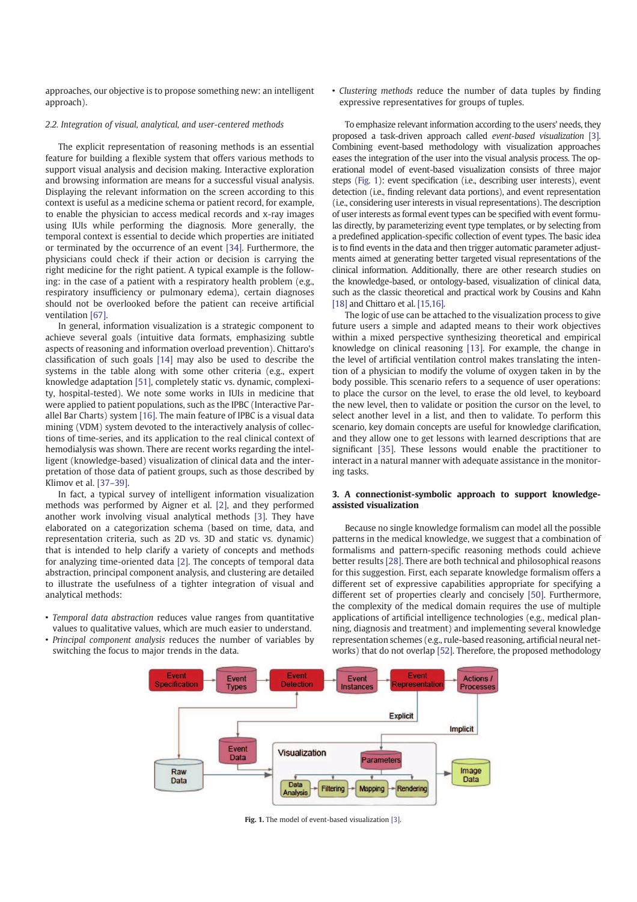approaches, our objective is to propose something new: an intelligent approach).

### 2.2. Integration of visual, analytical, and user-centered methods

The explicit representation of reasoning methods is an essential feature for building a flexible system that offers various methods to support visual analysis and decision making. Interactive exploration and browsing information are means for a successful visual analysis. Displaying the relevant information on the screen according to this context is useful as a medicine schema or patient record, for example, to enable the physician to access medical records and x-ray images using IUIs while performing the diagnosis. More generally, the temporal context is essential to decide which properties are initiated or terminated by the occurrence of an event [34]. Furthermore, the physicians could check if their action or decision is carrying the right medicine for the right patient. A typical example is the following: in the case of a patient with a respiratory health problem (e.g., respiratory insufficiency or pulmonary edema), certain diagnoses should not be overlooked before the patient can receive artificial ventilation [67].

In general, information visualization is a strategic component to achieve several goals (intuitive data formats, emphasizing subtle aspects of reasoning and information overload prevention). Chittaro's classification of such goals [14] may also be used to describe the systems in the table along with some other criteria (e.g., expert knowledge adaptation [51], completely static vs. dynamic, complexity, hospital-tested). We note some works in IUIs in medicine that were applied to patient populations, such as the IPBC (Interactive Parallel Bar Charts) system [16]. The main feature of IPBC is a visual data mining (VDM) system devoted to the interactively analysis of collections of time-series, and its application to the real clinical context of hemodialysis was shown. There are recent works regarding the intelligent (knowledge-based) visualization of clinical data and the interpretation of those data of patient groups, such as those described by Klimov et al. [37–39].

In fact, a typical survey of intelligent information visualization methods was performed by Aigner et al. [2], and they performed another work involving visual analytical methods [3]. They have elaborated on a categorization schema (based on time, data, and representation criteria, such as 2D vs. 3D and static vs. dynamic) that is intended to help clarify a variety of concepts and methods for analyzing time-oriented data [2]. The concepts of temporal data abstraction, principal component analysis, and clustering are detailed to illustrate the usefulness of a tighter integration of visual and analytical methods:

- *Temporal data abstraction* reduces value ranges from quantitative values to qualitative values, which are much easier to understand.
- *Principal component analysis* reduces the number of variables by switching the focus to major trends in the data.
- *Clustering methods* reduce the number of data tuples by finding expressive representatives for groups of tuples.

To emphasize relevant information according to the users' needs, they proposed a task-driven approach called *event-based visualization* [3]. Combining event-based methodology with visualization approaches eases the integration of the user into the visual analysis process. The operational model of event-based visualization consists of three major steps (Fig. 1): event specification (i.e., describing user interests), event detection (i.e., finding relevant data portions), and event representation (i.e., considering user interests in visual representations). The description of user interests as formal event types can be specified with event formulas directly, by parameterizing event type templates, or by selecting from a predefined application-specific collection of event types. The basic idea is to find events in the data and then trigger automatic parameter adjustments aimed at generating better targeted visual representations of the clinical information. Additionally, there are other research studies on the knowledge-based, or ontology-based, visualization of clinical data, such as the classic theoretical and practical work by Cousins and Kahn [18] and Chittaro et al. [15,16].

The logic of use can be attached to the visualization process to give future users a simple and adapted means to their work objectives within a mixed perspective synthesizing theoretical and empirical knowledge on clinical reasoning [13]. For example, the change in the level of artificial ventilation control makes translating the intention of a physician to modify the volume of oxygen taken in by the body possible. This scenario refers to a sequence of user operations: to place the cursor on the level, to erase the old level, to keyboard the new level, then to validate or position the cursor on the level, to select another level in a list, and then to validate. To perform this scenario, key domain concepts are useful for knowledge clarification, and they allow one to get lessons with learned descriptions that are significant [35]. These lessons would enable the practitioner to interact in a natural manner with adequate assistance in the monitoring tasks.

## 3. A connectionist-symbolic approach to support knowledge-assisted visualization

Because no single knowledge formalism can model all the possible patterns in the medical knowledge, we suggest that a combination of formalisms and pattern-specific reasoning methods could achieve better results [28]. There are both technical and philosophical reasons for this suggestion. First, each separate knowledge formalism offers a different set of expressive capabilities appropriate for specifying a different set of properties clearly and concisely [50]. Furthermore, the complexity of the medical domain requires the use of multiple applications of artificial intelligence technologies (e.g., medical planning, diagnosis and treatment) and implementing several knowledge representation schemes (e.g., rule-based reasoning, artificial neural networks) that do not overlap [52]. Therefore, the proposed methodology

Event Specification
Event Types
Event Detection
Event Instances
Event Representation
Actions / Processes
Explicit
Implicit
Event Data
Raw Data
Visualization
Parameters
Data Analysis
Filtering
Mapping
Rendering
Image Data

**Fig. 1.** The model of event-based visualization [3].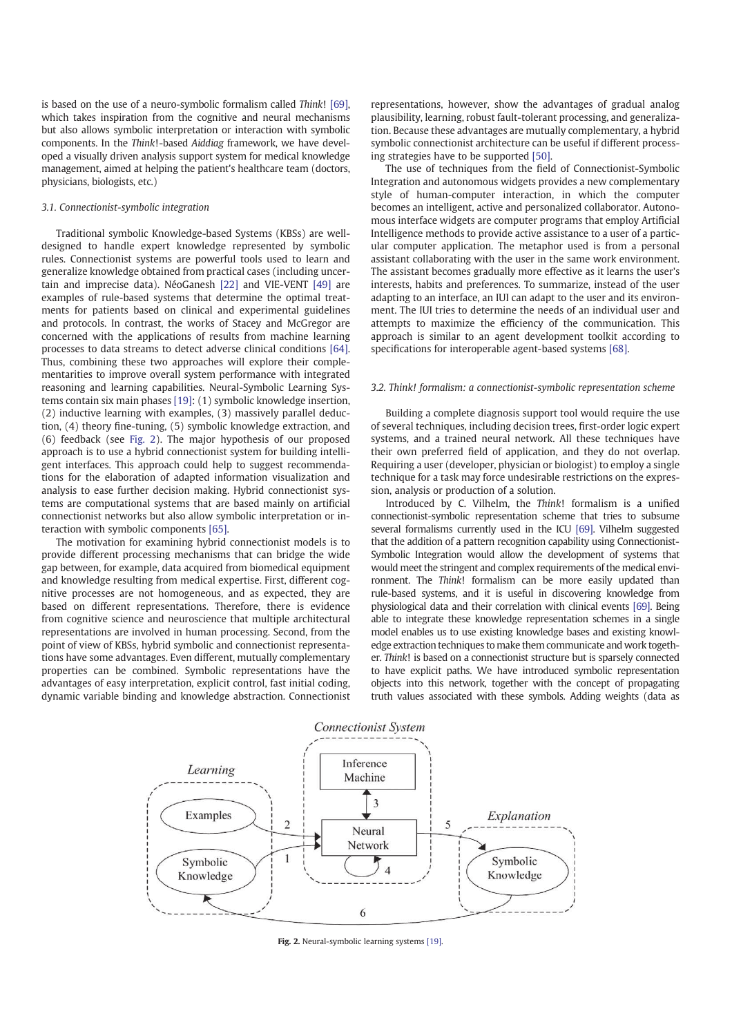is based on the use of a neuro-symbolic formalism called *Think*! [69], which takes inspiration from the cognitive and neural mechanisms but also allows symbolic interpretation or interaction with symbolic components. In the *Think*!-based *Aiddiag* framework, we have developed a visually driven analysis support system for medical knowledge management, aimed at helping the patient's healthcare team (doctors, physicians, biologists, etc.)

### 3.1. Connectionist-symbolic integration

Traditional symbolic Knowledge-based Systems (KBSs) are well-designed to handle expert knowledge represented by symbolic rules. Connectionist systems are powerful tools used to learn and generalize knowledge obtained from practical cases (including uncertain and imprecise data). NéoGanesh [22] and VIE-VENT [49] are examples of rule-based systems that determine the optimal treatments for patients based on clinical and experimental guidelines and protocols. In contrast, the works of Stacey and McGregor are concerned with the applications of results from machine learning processes to data streams to detect adverse clinical conditions [64]. Thus, combining these two approaches will explore their complementarities to improve overall system performance with integrated reasoning and learning capabilities. Neural-Symbolic Learning Systems contain six main phases [19]: (1) symbolic knowledge insertion, (2) inductive learning with examples, (3) massively parallel deduction, (4) theory fine-tuning, (5) symbolic knowledge extraction, and (6) feedback (see Fig. 2). The major hypothesis of our proposed approach is to use a hybrid connectionist system for building intelligent interfaces. This approach could help to suggest recommendations for the elaboration of adapted information visualization and analysis to ease further decision making. Hybrid connectionist systems are computational systems that are based mainly on artificial connectionist networks but also allow symbolic interpretation or interaction with symbolic components [65].

The motivation for examining hybrid connectionist models is to provide different processing mechanisms that can bridge the wide gap between, for example, data acquired from biomedical equipment and knowledge resulting from medical expertise. First, different cognitive processes are not homogeneous, and as expected, they are based on different representations. Therefore, there is evidence from cognitive science and neuroscience that multiple architectural representations are involved in human processing. Second, from the point of view of KBSs, hybrid symbolic and connectionist representations have some advantages. Even different, mutually complementary properties can be combined. Symbolic representations have the advantages of easy interpretation, explicit control, fast initial coding, dynamic variable binding and knowledge abstraction. Connectionist representations, however, show the advantages of gradual analog plausibility, learning, robust fault-tolerant processing, and generalization. Because these advantages are mutually complementary, a hybrid symbolic connectionist architecture can be useful if different processing strategies have to be supported [50].

The use of techniques from the field of Connectionist-Symbolic Integration and autonomous widgets provides a new complementary style of human-computer interaction, in which the computer becomes an intelligent, active and personalized collaborator. Autonomous interface widgets are computer programs that employ Artificial Intelligence methods to provide active assistance to a user of a particular computer application. The metaphor used is from a personal assistant collaborating with the user in the same work environment. The assistant becomes gradually more effective as it learns the user's interests, habits and preferences. To summarize, instead of the user adapting to an interface, an IUI can adapt to the user and its environment. The IUI tries to determine the needs of an individual user and attempts to maximize the efficiency of the communication. This approach is similar to an agent development toolkit according to specifications for interoperable agent-based systems [68].

### 3.2. Think! formalism: a connectionist-symbolic representation scheme

Building a complete diagnosis support tool would require the use of several techniques, including decision trees, first-order logic expert systems, and a trained neural network. All these techniques have their own preferred field of application, and they do not overlap. Requiring a user (developer, physician or biologist) to employ a single technique for a task may force undesirable restrictions on the expression, analysis or production of a solution.

Introduced by C. Vilhelm, the *Think*! formalism is a unified connectionist-symbolic representation scheme that tries to subsume several formalisms currently used in the ICU [69]. Vilhelm suggested that the addition of a pattern recognition capability using Connectionist-Symbolic Integration would allow the development of systems that would meet the stringent and complex requirements of the medical environment. The *Think*! formalism can be more easily updated than rule-based systems, and it is useful in discovering knowledge from physiological data and their correlation with clinical events [69]. Being able to integrate these knowledge representation schemes in a single model enables us to use existing knowledge bases and existing knowledge extraction techniques to make them communicate and work together. *Think*! is based on a connectionist structure but is sparsely connected to have explicit paths. We have introduced symbolic representation objects into this network, together with the concept of propagating truth values associated with these symbols. Adding weights (data as

Connectionist System
Learning
Inference Machine
3
Examples
2
Neural Network
5
Explanation
Symbolic Knowledge
1
4
Symbolic Knowledge
6

**Fig. 2.** Neural-symbolic learning systems [19].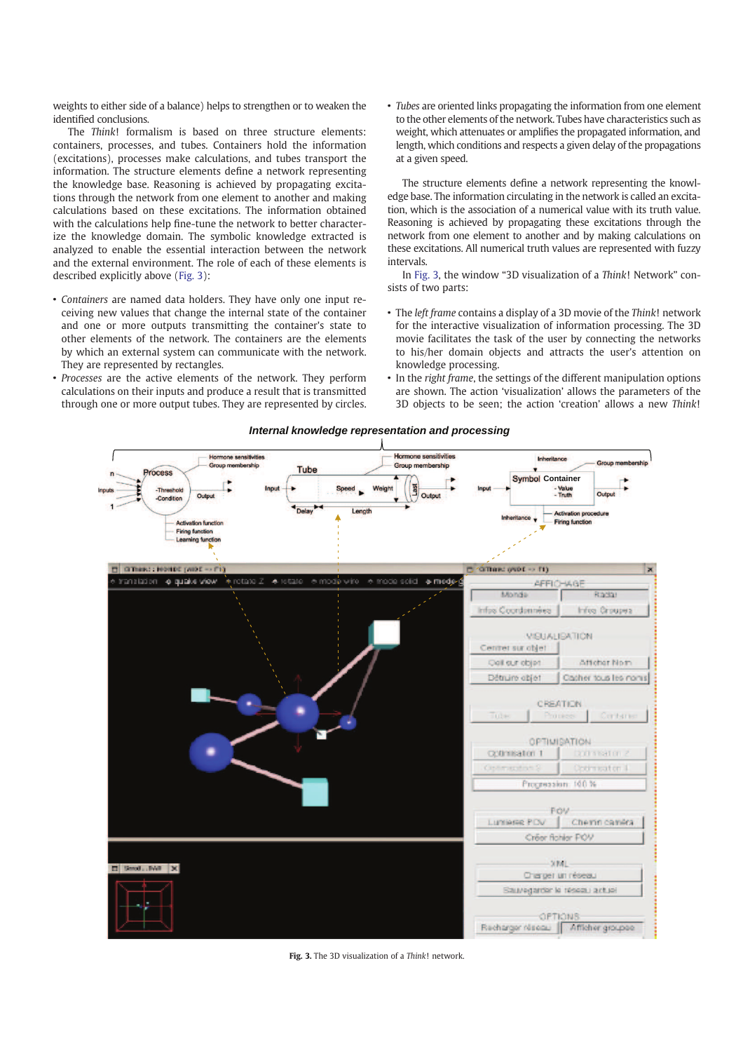weights to either side of a balance) helps to strengthen or to weaken the identified conclusions.

The *Think*! formalism is based on three structure elements: containers, processes, and tubes. Containers hold the information (excitations), processes make calculations, and tubes transport the information. The structure elements define a network representing the knowledge base. Reasoning is achieved by propagating excitations through the network from one element to another and making calculations based on these excitations. The information obtained with the calculations help fine-tune the network to better characterize the knowledge domain. The symbolic knowledge extracted is analyzed to enable the essential interaction between the network and the external environment. The role of each of these elements is described explicitly above (Fig. 3):

- *Containers* are named data holders. They have only one input receiving new values that change the internal state of the container and one or more outputs transmitting the container's state to other elements of the network. The containers are the elements by which an external system can communicate with the network. They are represented by rectangles.
- *Processes* are the active elements of the network. They perform calculations on their inputs and produce a result that is transmitted through one or more output tubes. They are represented by circles.
- *Tubes* are oriented links propagating the information from one element to the other elements of the network. Tubes have characteristics such as weight, which attenuates or amplifies the propagated information, and length, which conditions and respects a given delay of the propagations at a given speed.

The structure elements define a network representing the knowledge base. The information circulating in the network is called an excitation, which is the association of a numerical value with its truth value. Reasoning is achieved by propagating these excitations through the network from one element to another and by making calculations on these excitations. All numerical truth values are represented with fuzzy intervals.

In Fig. 3, the window "3D visualization of a *Think*! Network" consists of two parts:

- The *left frame* contains a display of a 3D movie of the *Think*! network for the interactive visualization of information processing. The 3D movie facilitates the task of the user by connecting the networks to his/her domain objects and attracts the user's attention on knowledge processing.
- In the *right frame*, the settings of the different manipulation options are shown. The action 'visualization' allows the parameters of the 3D objects to be seen; the action 'creation' allows a new *Think*!

Internal knowledge representation and processing

Process
n
Inputs
1
-Threshold
-Condition
Output
Hormone sensitivities
Group membership
Activation function
Firing function
Learning function

Tube
Input
Speed
Weight
Last
Output
Delay
Length
Hormone sensitivities
Group membership

Symbol Container
Input
- Value
- Truth
Output
Inheritance
Group membership
Inheritance
Activation procedure
Firing function

Fig. 3. The 3D visualization of a *Think*! network.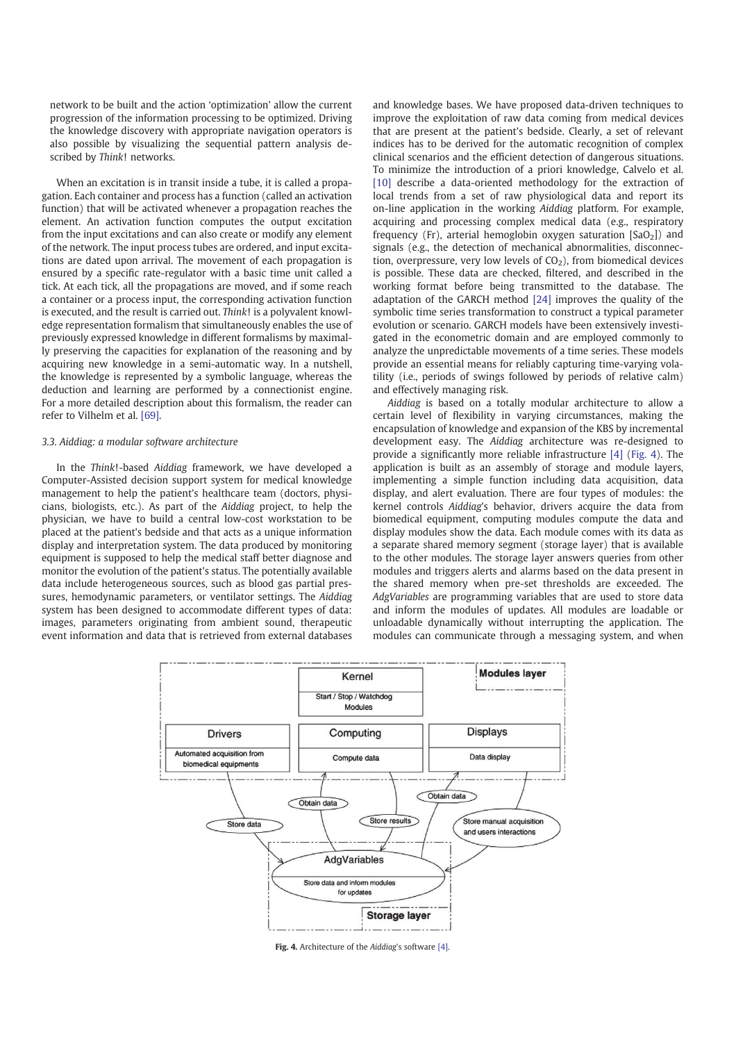network to be built and the action 'optimization' allow the current progression of the information processing to be optimized. Driving the knowledge discovery with appropriate navigation operators is also possible by visualizing the sequential pattern analysis described by *Think*! networks.

When an excitation is in transit inside a tube, it is called a propagation. Each container and process has a function (called an activation function) that will be activated whenever a propagation reaches the element. An activation function computes the output excitation from the input excitations and can also create or modify any element of the network. The input process tubes are ordered, and input excitations are dated upon arrival. The movement of each propagation is ensured by a specific rate-regulator with a basic time unit called a tick. At each tick, all the propagations are moved, and if some reach a container or a process input, the corresponding activation function is executed, and the result is carried out. *Think*! is a polyvalent knowledge representation formalism that simultaneously enables the use of previously expressed knowledge in different formalisms by maximally preserving the capacities for explanation of the reasoning and by acquiring new knowledge in a semi-automatic way. In a nutshell, the knowledge is represented by a symbolic language, whereas the deduction and learning are performed by a connectionist engine. For a more detailed description about this formalism, the reader can refer to Vilhelm et al. [69].

### 3.3. Aiddiag: a modular software architecture

In the *Think*!-based *Aiddiag* framework, we have developed a Computer-Assisted decision support system for medical knowledge management to help the patient's healthcare team (doctors, physicians, biologists, etc.). As part of the *Aiddiag* project, to help the physician, we have to build a central low-cost workstation to be placed at the patient's bedside and that acts as a unique information display and interpretation system. The data produced by monitoring equipment is supposed to help the medical staff better diagnose and monitor the evolution of the patient's status. The potentially available data include heterogeneous sources, such as blood gas partial pressures, hemodynamic parameters, or ventilator settings. The *Aiddiag* system has been designed to accommodate different types of data: images, parameters originating from ambient sound, therapeutic event information and data that is retrieved from external databases and knowledge bases. We have proposed data-driven techniques to improve the exploitation of raw data coming from medical devices that are present at the patient's bedside. Clearly, a set of relevant indices has to be derived for the automatic recognition of complex clinical scenarios and the efficient detection of dangerous situations. To minimize the introduction of a priori knowledge, Calvelo et al. [10] describe a data-oriented methodology for the extraction of local trends from a set of raw physiological data and report its on-line application in the working *Aiddiag* platform. For example, acquiring and processing complex medical data (e.g., respiratory frequency (Fr), arterial hemoglobin oxygen saturation [$SaO_2$]) and signals (e.g., the detection of mechanical abnormalities, disconnection, overpressure, very low levels of $CO_2$), from biomedical devices is possible. These data are checked, filtered, and described in the working format before being transmitted to the database. The adaptation of the GARCH method [24] improves the quality of the symbolic time series transformation to construct a typical parameter evolution or scenario. GARCH models have been extensively investigated in the econometric domain and are employed commonly to analyze the unpredictable movements of a time series. These models provide an essential means for reliably capturing time-varying volatility (i.e., periods of swings followed by periods of relative calm) and effectively managing risk.

*Aiddiag* is based on a totally modular architecture to allow a certain level of flexibility in varying circumstances, making the encapsulation of knowledge and expansion of the KBS by incremental development easy. The *Aiddiag* architecture was re-designed to provide a significantly more reliable infrastructure [4] (Fig. 4). The application is built as an assembly of storage and module layers, implementing a simple function including data acquisition, data display, and alert evaluation. There are four types of modules: the kernel controls *Aiddiag*'s behavior, drivers acquire the data from biomedical equipment, computing modules compute the data and display modules show the data. Each module comes with its data as a separate shared memory segment (storage layer) that is available to the other modules. The storage layer answers queries from other modules and triggers alerts and alarms based on the data present in the shared memory when pre-set thresholds are exceeded. The *AdgVariables* are programming variables that are used to store data and inform the modules of updates. All modules are loadable or unloadable dynamically without interrupting the application. The modules can communicate through a messaging system, and when

**Fig. 4.** Architecture of the *Aiddiag*'s software [4].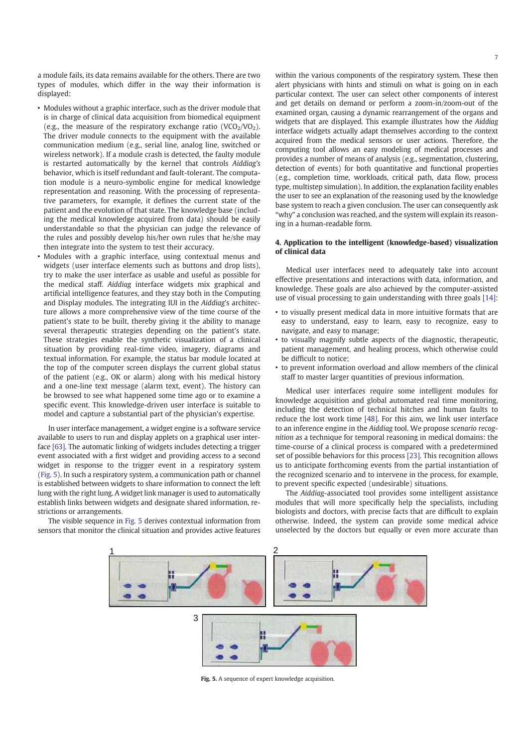a module fails, its data remains available for the others. There are two types of modules, which differ in the way their information is displayed:

- Modules without a graphic interface, such as the driver module that is in charge of clinical data acquisition from biomedical equipment (e.g., the measure of the respiratory exchange ratio ($VCO_2/VO_2$). The driver module connects to the equipment with the available communication medium (e.g., serial line, analog line, switched or wireless network). If a module crash is detected, the faulty module is restarted automatically by the kernel that controls *Aiddiag's* behavior, which is itself redundant and fault-tolerant. The computation module is a neuro-symbolic engine for medical knowledge representation and reasoning. With the processing of representative parameters, for example, it defines the current state of the patient and the evolution of that state. The knowledge base (including the medical knowledge acquired from data) should be easily understandable so that the physician can judge the relevance of the rules and possibly develop his/her own rules that he/she may then integrate into the system to test their accuracy.
- Modules with a graphic interface, using contextual menus and widgets (user interface elements such as buttons and drop lists), try to make the user interface as usable and useful as possible for the medical staff. *Aiddiag* interface widgets mix graphical and artificial intelligence features, and they stay both in the Computing and Display modules. The integrating IUI in the *Aiddiag*'s architecture allows a more comprehensive view of the time course of the patient's state to be built, thereby giving it the ability to manage several therapeutic strategies depending on the patient's state. These strategies enable the synthetic visualization of a clinical situation by providing real-time video, imagery, diagrams and textual information. For example, the status bar module located at the top of the computer screen displays the current global status of the patient (e.g., OK or alarm) along with his medical history and a one-line text message (alarm text, event). The history can be browsed to see what happened some time ago or to examine a specific event. This knowledge-driven user interface is suitable to model and capture a substantial part of the physician's expertise.

In user interface management, a widget engine is a software service available to users to run and display applets on a graphical user interface [63]. The automatic linking of widgets includes detecting a trigger event associated with a first widget and providing access to a second widget in response to the trigger event in a respiratory system (Fig. 5). In such a respiratory system, a communication path or channel is established between widgets to share information to connect the left lung with the right lung. A widget link manager is used to automatically establish links between widgets and designate shared information, restrictions or arrangements.

The visible sequence in Fig. 5 derives contextual information from sensors that monitor the clinical situation and provides active features within the various components of the respiratory system. These then alert physicians with hints and stimuli on what is going on in each particular context. The user can select other components of interest and get details on demand or perform a zoom-in/zoom-out of the examined organ, causing a dynamic rearrangement of the organs and widgets that are displayed. This example illustrates how the *Aiddiag* interface widgets actually adapt themselves according to the context acquired from the medical sensors or user actions. Therefore, the computing tool allows an easy modeling of medical processes and provides a number of means of analysis (e.g., segmentation, clustering, detection of events) for both quantitative and functional properties (e.g., completion time, workloads, critical path, data flow, process type, multistep simulation). In addition, the explanation facility enables the user to see an explanation of the reasoning used by the knowledge base system to reach a given conclusion. The user can consequently ask "why" a conclusion was reached, and the system will explain its reasoning in a human-readable form.

## 4. Application to the intelligent (knowledge-based) visualization of clinical data

Medical user interfaces need to adequately take into account effective presentations and interactions with data, information, and knowledge. These goals are also achieved by the computer-assisted use of visual processing to gain understanding with three goals [14]:

- to visually present medical data in more intuitive formats that are easy to understand, easy to learn, easy to recognize, easy to navigate, and easy to manage;
- to visually magnify subtle aspects of the diagnostic, therapeutic, patient management, and healing process, which otherwise could be difficult to notice;
- to prevent information overload and allow members of the clinical staff to master larger quantities of previous information.

Medical user interfaces require some intelligent modules for knowledge acquisition and global automated real time monitoring, including the detection of technical hitches and human faults to reduce the lost work time [48]. For this aim, we link user interface to an inference engine in the *Aiddiag* tool. We propose *scenario recognition* as a technique for temporal reasoning in medical domains: the time-course of a clinical process is compared with a predetermined set of possible behaviors for this process [23]. This recognition allows us to anticipate forthcoming events from the partial instantiation of the recognized scenario and to intervene in the process, for example, to prevent specific expected (undesirable) situations.

The *Aiddiag*-associated tool provides some intelligent assistance modules that will more specifically help the specialists, including biologists and doctors, with precise facts that are difficult to explain otherwise. Indeed, the system can provide some medical advice unselected by the doctors but equally or even more accurate than

1

2

3

**Fig. 5.** A sequence of expert knowledge acquisition.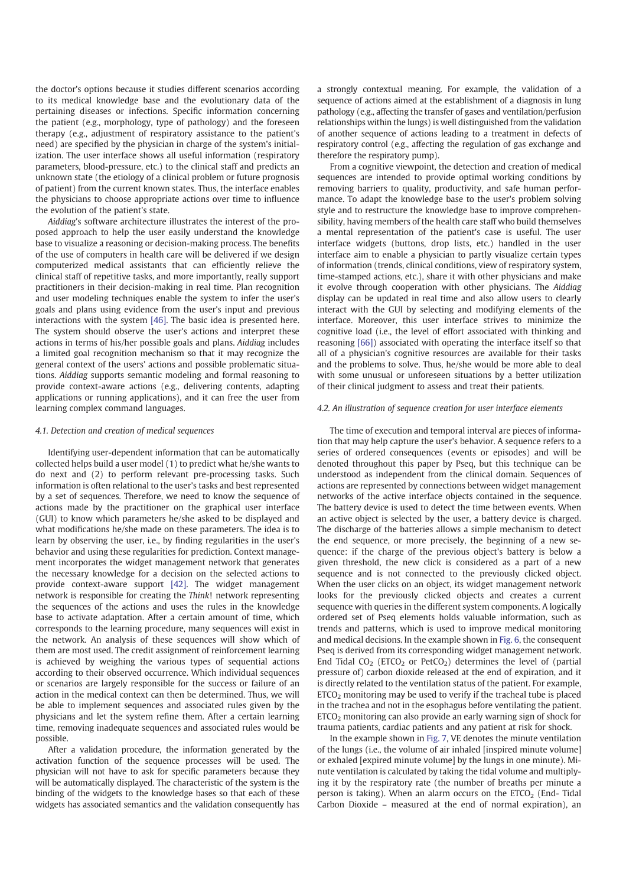the doctor's options because it studies different scenarios according to its medical knowledge base and the evolutionary data of the pertaining diseases or infections. Specific information concerning the patient (e.g., morphology, type of pathology) and the foreseen therapy (e.g., adjustment of respiratory assistance to the patient's need) are specified by the physician in charge of the system's initialization. The user interface shows all useful information (respiratory parameters, blood-pressure, etc.) to the clinical staff and predicts an unknown state (the etiology of a clinical problem or future prognosis of patient) from the current known states. Thus, the interface enables the physicians to choose appropriate actions over time to influence the evolution of the patient's state.

*Aiddiag*'s software architecture illustrates the interest of the proposed approach to help the user easily understand the knowledge base to visualize a reasoning or decision-making process. The benefits of the use of computers in health care will be delivered if we design computerized medical assistants that can efficiently relieve the clinical staff of repetitive tasks, and more importantly, really support practitioners in their decision-making in real time. Plan recognition and user modeling techniques enable the system to infer the user's goals and plans using evidence from the user's input and previous interactions with the system [46]. The basic idea is presented here. The system should observe the user's actions and interpret these actions in terms of his/her possible goals and plans. *Aiddiag* includes a limited goal recognition mechanism so that it may recognize the general context of the users' actions and possible problematic situations. *Aiddiag* supports semantic modeling and formal reasoning to provide context-aware actions (e.g., delivering contents, adapting applications or running applications), and it can free the user from learning complex command languages.

### 4.1. Detection and creation of medical sequences

Identifying user-dependent information that can be automatically collected helps build a user model (1) to predict what he/she wants to do next and (2) to perform relevant pre-processing tasks. Such information is often relational to the user's tasks and best represented by a set of sequences. Therefore, we need to know the sequence of actions made by the practitioner on the graphical user interface (GUI) to know which parameters he/she asked to be displayed and what modifications he/she made on these parameters. The idea is to learn by observing the user, i.e., by finding regularities in the user's behavior and using these regularities for prediction. Context management incorporates the widget management network that generates the necessary knowledge for a decision on the selected actions to provide context-aware support [42]. The widget management network is responsible for creating the *Think*! network representing the sequences of the actions and uses the rules in the knowledge base to activate adaptation. After a certain amount of time, which corresponds to the learning procedure, many sequences will exist in the network. An analysis of these sequences will show which of them are most used. The credit assignment of reinforcement learning is achieved by weighing the various types of sequential actions according to their observed occurrence. Which individual sequences or scenarios are largely responsible for the success or failure of an action in the medical context can then be determined. Thus, we will be able to implement sequences and associated rules given by the physicians and let the system refine them. After a certain learning time, removing inadequate sequences and associated rules would be possible.

After a validation procedure, the information generated by the activation function of the sequence processes will be used. The physician will not have to ask for specific parameters because they will be automatically displayed. The characteristic of the system is the binding of the widgets to the knowledge bases so that each of these widgets has associated semantics and the validation consequently has a strongly contextual meaning. For example, the validation of a sequence of actions aimed at the establishment of a diagnosis in lung pathology (e.g., affecting the transfer of gases and ventilation/perfusion relationships within the lungs) is well distinguished from the validation of another sequence of actions leading to a treatment in defects of respiratory control (e.g., affecting the regulation of gas exchange and therefore the respiratory pump).

From a cognitive viewpoint, the detection and creation of medical sequences are intended to provide optimal working conditions by removing barriers to quality, productivity, and safe human performance. To adapt the knowledge base to the user's problem solving style and to restructure the knowledge base to improve comprehensibility, having members of the health care staff who build themselves a mental representation of the patient's case is useful. The user interface widgets (buttons, drop lists, etc.) handled in the user interface aim to enable a physician to partly visualize certain types of information (trends, clinical conditions, view of respiratory system, time-stamped actions, etc.), share it with other physicians and make it evolve through cooperation with other physicians. The *Aiddiag* display can be updated in real time and also allow users to clearly interact with the GUI by selecting and modifying elements of the interface. Moreover, this user interface strives to minimize the cognitive load (i.e., the level of effort associated with thinking and reasoning [66]) associated with operating the interface itself so that all of a physician's cognitive resources are available for their tasks and the problems to solve. Thus, he/she would be more able to deal with some unusual or unforeseen situations by a better utilization of their clinical judgment to assess and treat their patients.

### 4.2. An illustration of sequence creation for user interface elements

The time of execution and temporal interval are pieces of information that may help capture the user's behavior. A sequence refers to a series of ordered consequences (events or episodes) and will be denoted throughout this paper by Pseq, but this technique can be understood as independent from the clinical domain. Sequences of actions are represented by connections between widget management networks of the active interface objects contained in the sequence. The battery device is used to detect the time between events. When an active object is selected by the user, a battery device is charged. The discharge of the batteries allows a simple mechanism to detect the end sequence, or more precisely, the beginning of a new sequence: if the charge of the previous object's battery is below a given threshold, the new click is considered as a part of a new sequence and is not connected to the previously clicked object. When the user clicks on an object, its widget management network looks for the previously clicked objects and creates a current sequence with queries in the different system components. A logically ordered set of Pseq elements holds valuable information, such as trends and patterns, which is used to improve medical monitoring and medical decisions. In the example shown in Fig. 6, the consequent Pseq is derived from its corresponding widget management network. End Tidal $CO_2$ ($ETCO_2$ or $PetCO_2$) determines the level of (partial pressure of) carbon dioxide released at the end of expiration, and it is directly related to the ventilation status of the patient. For example, $ETCO_2$ monitoring may be used to verify if the tracheal tube is placed in the trachea and not in the esophagus before ventilating the patient. $ETCO_2$ monitoring can also provide an early warning sign of shock for trauma patients, cardiac patients and any patient at risk for shock.

In the example shown in Fig. 7, VE denotes the minute ventilation of the lungs (i.e., the volume of air inhaled [inspired minute volume] or exhaled [expired minute volume] by the lungs in one minute). Minute ventilation is calculated by taking the tidal volume and multiplying it by the respiratory rate (the number of breaths per minute a person is taking). When an alarm occurs on the $ETCO_2$ (End- Tidal Carbon Dioxide – measured at the end of normal expiration), an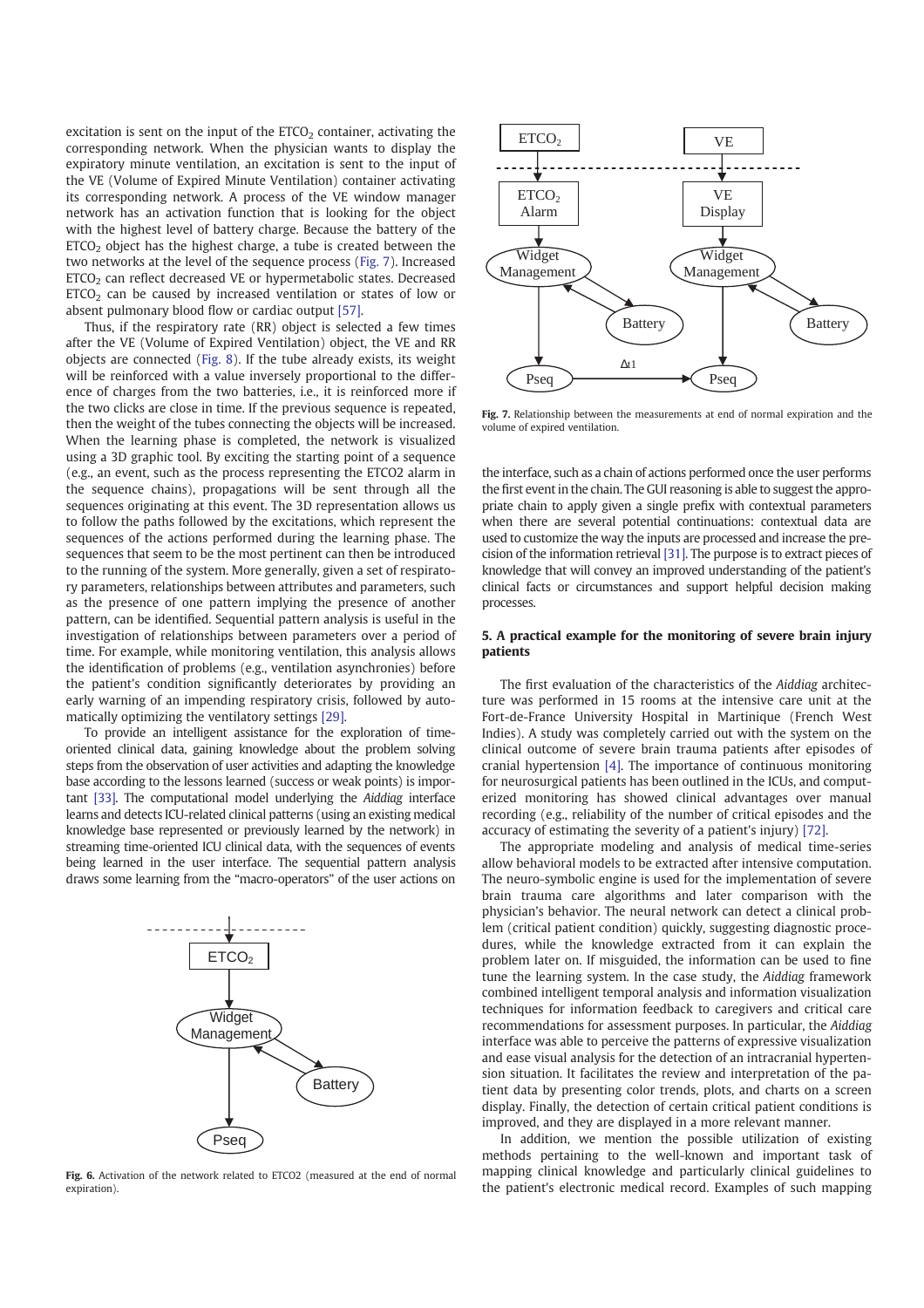excitation is sent on the input of the $ETCO_2$ container, activating the corresponding network. When the physician wants to display the expiratory minute ventilation, an excitation is sent to the input of the VE (Volume of Expired Minute Ventilation) container activating its corresponding network. A process of the VE window manager network has an activation function that is looking for the object with the highest level of battery charge. Because the battery of the $ETCO_2$ object has the highest charge, a tube is created between the two networks at the level of the sequence process (Fig. 7). Increased $ETCO_2$ can reflect decreased VE or hypermetabolic states. Decreased $ETCO_2$ can be caused by increased ventilation or states of low or absent pulmonary blood flow or cardiac output [57].

Thus, if the respiratory rate (RR) object is selected a few times after the VE (Volume of Expired Ventilation) object, the VE and RR objects are connected (Fig. 8). If the tube already exists, its weight will be reinforced with a value inversely proportional to the difference of charges from the two batteries, i.e., it is reinforced more if the two clicks are close in time. If the previous sequence is repeated, then the weight of the tubes connecting the objects will be increased. When the learning phase is completed, the network is visualized using a 3D graphic tool. By exciting the starting point of a sequence (e.g., an event, such as the process representing the ETCO2 alarm in the sequence chains), propagations will be sent through all the sequences originating at this event. The 3D representation allows us to follow the paths followed by the excitations, which represent the sequences of the actions performed during the learning phase. The sequences that seem to be the most pertinent can then be introduced to the running of the system. More generally, given a set of respiratory parameters, relationships between attributes and parameters, such as the presence of one pattern implying the presence of another pattern, can be identified. Sequential pattern analysis is useful in the investigation of relationships between parameters over a period of time. For example, while monitoring ventilation, this analysis allows the identification of problems (e.g., ventilation asynchronies) before the patient's condition significantly deteriorates by providing an early warning of an impending respiratory crisis, followed by automatically optimizing the ventilatory settings [29].

To provide an intelligent assistance for the exploration of time-oriented clinical data, gaining knowledge about the problem solving steps from the observation of user activities and adapting the knowledge base according to the lessons learned (success or weak points) is important [33]. The computational model underlying the *Aiddiag* interface learns and detects ICU-related clinical patterns (using an existing medical knowledge base represented or previously learned by the network) in streaming time-oriented ICU clinical data, with the sequences of events being learned in the user interface. The sequential pattern analysis draws some learning from the "macro-operators" of the user actions on

$ETCO_2$

Widget Management

Battery

Pseq

**Fig. 6.** Activation of the network related to ETCO2 (measured at the end of normal expiration).

$ETCO_2$

VE

$ETCO_2$ Alarm

VE Display

Widget Management

Widget Management

Battery

Battery

Pseq

$\Delta t1$

Pseq

**Fig. 7.** Relationship between the measurements at end of normal expiration and the volume of expired ventilation.

the interface, such as a chain of actions performed once the user performs the first event in the chain. The GUI reasoning is able to suggest the appropriate chain to apply given a single prefix with contextual parameters when there are several potential continuations: contextual data are used to customize the way the inputs are processed and increase the precision of the information retrieval [31]. The purpose is to extract pieces of knowledge that will convey an improved understanding of the patient's clinical facts or circumstances and support helpful decision making processes.

## 5. A practical example for the monitoring of severe brain injury patients

The first evaluation of the characteristics of the *Aiddiag* architecture was performed in 15 rooms at the intensive care unit at the Fort-de-France University Hospital in Martinique (French West Indies). A study was completely carried out with the system on the clinical outcome of severe brain trauma patients after episodes of cranial hypertension [4]. The importance of continuous monitoring for neurosurgical patients has been outlined in the ICUs, and computerized monitoring has showed clinical advantages over manual recording (e.g., reliability of the number of clinical episodes and the accuracy of estimating the severity of a patient's injury) [72].

The appropriate modeling and analysis of medical time-series allow behavioral models to be extracted after intensive computation. The neuro-symbolic engine is used for the implementation of severe brain trauma care algorithms and later comparison with the physician's behavior. The neural network can detect a clinical problem (critical patient condition) quickly, suggesting diagnostic procedures, while the knowledge extracted from it can explain the problem later on. If misguided, the information can be used to fine tune the learning system. In the case study, the *Aiddiag* framework combined intelligent temporal analysis and information visualization techniques for information feedback to caregivers and critical care recommendations for assessment purposes. In particular, the *Aiddiag* interface was able to perceive the patterns of expressive visualization and ease visual analysis for the detection of an intracranial hypertension situation. It facilitates the review and interpretation of the patient data by presenting color trends, plots, and charts on a screen display. Finally, the detection of certain critical patient conditions is improved, and they are displayed in a more relevant manner.

In addition, we mention the possible utilization of existing methods pertaining to the well-known and important task of mapping clinical knowledge and particularly clinical guidelines to the patient's electronic medical record. Examples of such mapping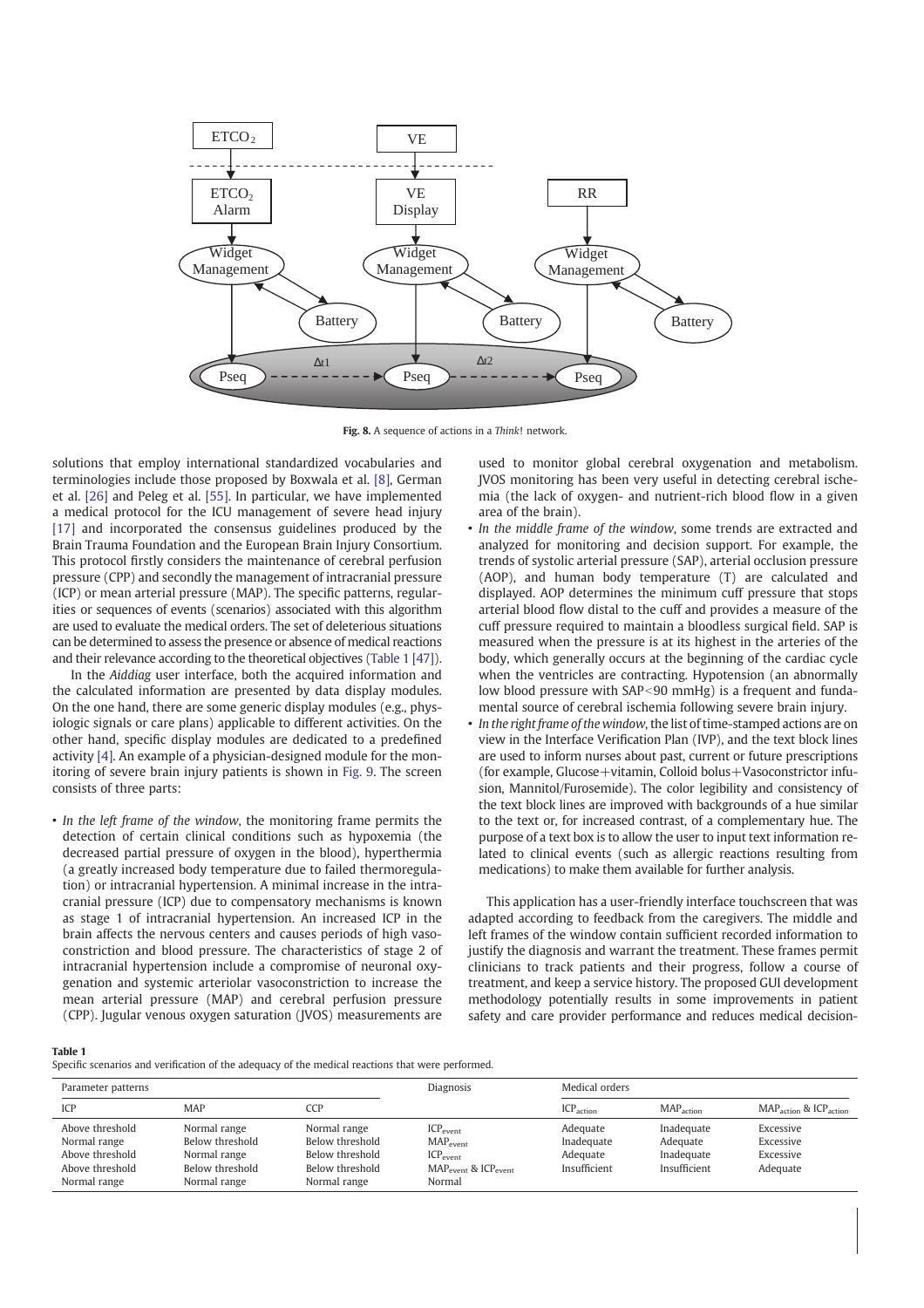Fig. 8. A sequence of actions in a *Think*! network.

solutions that employ international standardized vocabularies and terminologies include those proposed by Boxwala et al. [8], German et al. [26] and Peleg et al. [55]. In particular, we have implemented a medical protocol for the ICU management of severe head injury [17] and incorporated the consensus guidelines produced by the Brain Trauma Foundation and the European Brain Injury Consortium. This protocol firstly considers the maintenance of cerebral perfusion pressure (CPP) and secondly the management of intracranial pressure (ICP) or mean arterial pressure (MAP). The specific patterns, regularities or sequences of events (scenarios) associated with this algorithm are used to evaluate the medical orders. The set of deleterious situations can be determined to assess the presence or absence of medical reactions and their relevance according to the theoretical objectives (Table 1 [47]).

In the *Aiddiag* user interface, both the acquired information and the calculated information are presented by data display modules. On the one hand, there are some generic display modules (e.g., physiologic signals or care plans) applicable to different activities. On the other hand, specific display modules are dedicated to a predefined activity [4]. An example of a physician-designed module for the monitoring of severe brain injury patients is shown in Fig. 9. The screen consists of three parts:

- *In the left frame of the window*, the monitoring frame permits the detection of certain clinical conditions such as hypoxemia (the decreased partial pressure of oxygen in the blood), hyperthermia (a greatly increased body temperature due to failed thermoregulation) or intracranial hypertension. A minimal increase in the intracranial pressure (ICP) due to compensatory mechanisms is known as stage 1 of intracranial hypertension. An increased ICP in the brain affects the nervous centers and causes periods of high vasoconstriction and blood pressure. The characteristics of stage 2 of intracranial hypertension include a compromise of neuronal oxygenation and systemic arteriolar vasoconstriction to increase the mean arterial pressure (MAP) and cerebral perfusion pressure (CPP). Jugular venous oxygen saturation (JVOS) measurements are used to monitor global cerebral oxygenation and metabolism. JVOS monitoring has been very useful in detecting cerebral ischemia (the lack of oxygen- and nutrient-rich blood flow in a given area of the brain).
- *In the middle frame of the window*, some trends are extracted and analyzed for monitoring and decision support. For example, the trends of systolic arterial pressure (SAP), arterial occlusion pressure (AOP), and human body temperature (T) are calculated and displayed. AOP determines the minimum cuff pressure that stops arterial blood flow distal to the cuff and provides a measure of the cuff pressure required to maintain a bloodless surgical field. SAP is measured when the pressure is at its highest in the arteries of the body, which generally occurs at the beginning of the cardiac cycle when the ventricles are contracting. Hypotension (an abnormally low blood pressure with $SAP<90$ mmHg) is a frequent and fundamental source of cerebral ischemia following severe brain injury.
- *In the right frame of the window*, the list of time-stamped actions are on view in the Interface Verification Plan (IVP), and the text block lines are used to inform nurses about past, current or future prescriptions (for example, Glucose+vitamin, Colloid bolus+Vasoconstrictor infusion, Mannitol/Furosemide). The color legibility and consistency of the text block lines are improved with backgrounds of a hue similar to the text or, for increased contrast, of a complementary hue. The purpose of a text box is to allow the user to input text information related to clinical events (such as allergic reactions resulting from medications) to make them available for further analysis.

This application has a user-friendly interface touchscreen that was adapted according to feedback from the caregivers. The middle and left frames of the window contain sufficient recorded information to justify the diagnosis and warrant the treatment. These frames permit clinicians to track patients and their progress, follow a course of treatment, and keep a service history. The proposed GUI development methodology potentially results in some improvements in patient safety and care provider performance and reduces medical decision-

**Table 1**
Specific scenarios and verification of the adequacy of the medical reactions that were performed.

| Parameter patterns | | | Diagnosis | Medical orders | | |
|---|---|---|---|---|---|---|
| ICP | MAP | CCP | | $ICP_{action}$ | $MAP_{action}$ | $MAP_{action}$ & $ICP_{action}$ |
| Above threshold | Normal range | Normal range | $ICP_{event}$ | Adequate | Inadequate | Excessive |
| Normal range | Below threshold | Below threshold | $MAP_{event}$ | Inadequate | Adequate | Excessive |
| Above threshold | Normal range | Below threshold | $ICP_{event}$ | Adequate | Inadequate | Excessive |
| Above threshold | Below threshold | Below threshold | $MAP_{event}$ & $ICP_{event}$ | Insufficient | Insufficient | Adequate |
| Normal range | Normal range | Normal range | Normal | | | |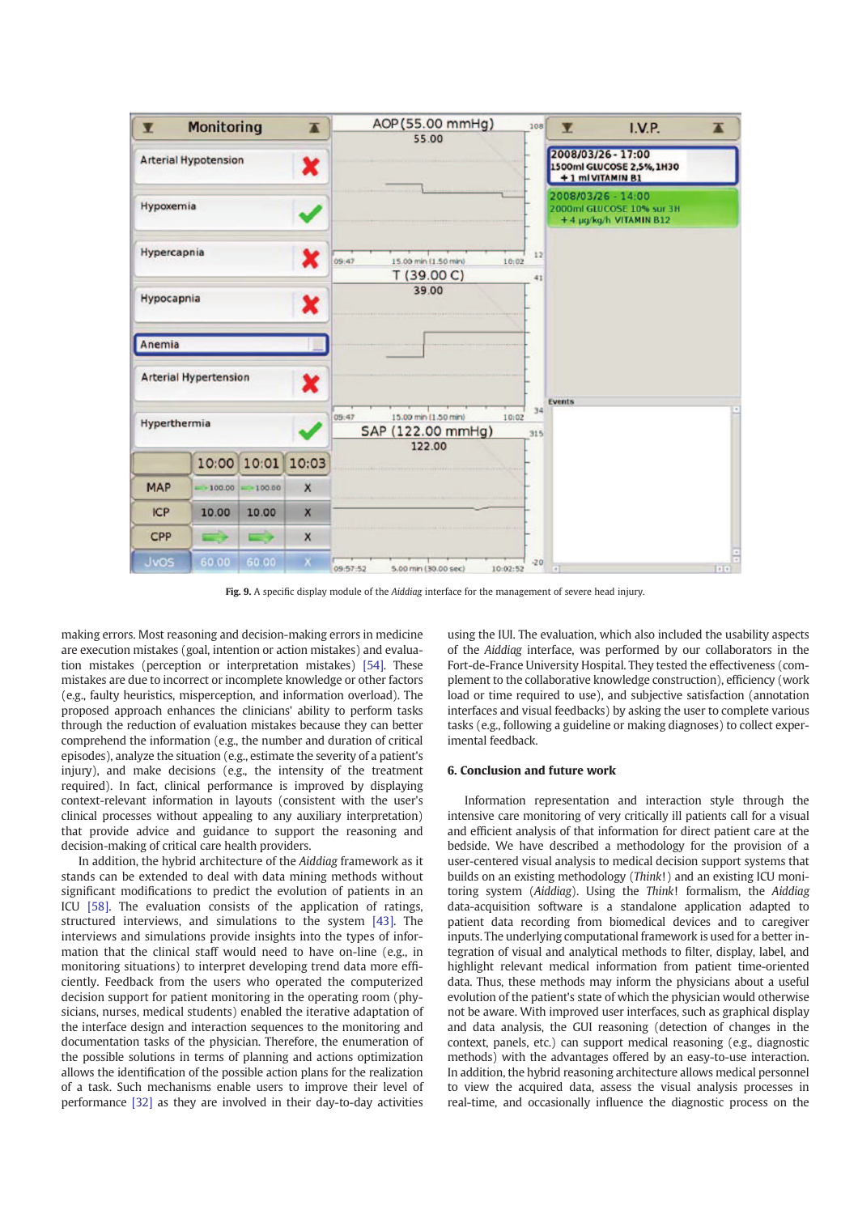Fig. 9. A specific display module of the *Aiddiag* interface for the management of severe head injury.

making errors. Most reasoning and decision-making errors in medicine are execution mistakes (goal, intention or action mistakes) and evaluation mistakes (perception or interpretation mistakes) [54]. These mistakes are due to incorrect or incomplete knowledge or other factors (e.g., faulty heuristics, misperception, and information overload). The proposed approach enhances the clinicians' ability to perform tasks through the reduction of evaluation mistakes because they can better comprehend the information (e.g., the number and duration of critical episodes), analyze the situation (e.g., estimate the severity of a patient's injury), and make decisions (e.g., the intensity of the treatment required). In fact, clinical performance is improved by displaying context-relevant information in layouts (consistent with the user's clinical processes without appealing to any auxiliary interpretation) that provide advice and guidance to support the reasoning and decision-making of critical care health providers.

In addition, the hybrid architecture of the *Aiddiag* framework as it stands can be extended to deal with data mining methods without significant modifications to predict the evolution of patients in an ICU [58]. The evaluation consists of the application of ratings, structured interviews, and simulations to the system [43]. The interviews and simulations provide insights into the types of information that the clinical staff would need to have on-line (e.g., in monitoring situations) to interpret developing trend data more efficiently. Feedback from the users who operated the computerized decision support for patient monitoring in the operating room (physicians, nurses, medical students) enabled the iterative adaptation of the interface design and interaction sequences to the monitoring and documentation tasks of the physician. Therefore, the enumeration of the possible solutions in terms of planning and actions optimization allows the identification of the possible action plans for the realization of a task. Such mechanisms enable users to improve their level of performance [32] as they are involved in their day-to-day activities using the IUI. The evaluation, which also included the usability aspects of the *Aiddiag* interface, was performed by our collaborators in the Fort-de-France University Hospital. They tested the effectiveness (complement to the collaborative knowledge construction), efficiency (work load or time required to use), and subjective satisfaction (annotation interfaces and visual feedbacks) by asking the user to complete various tasks (e.g., following a guideline or making diagnoses) to collect experimental feedback.

## 6. Conclusion and future work

Information representation and interaction style through the intensive care monitoring of very critically ill patients call for a visual and efficient analysis of that information for direct patient care at the bedside. We have described a methodology for the provision of a user-centered visual analysis to medical decision support systems that builds on an existing methodology (*Think!*) and an existing ICU monitoring system (*Aiddiag*). Using the *Think!* formalism, the *Aiddiag* data-acquisition software is a standalone application adapted to the patient data recording from biomedical devices and to caregiver inputs. The underlying computational framework is used for a better integration of visual and analytical methods to filter, display, label, and highlight relevant medical information from patient time-oriented data. Thus, these methods may inform the physicians about a useful evolution of the patient's state of which the physician would otherwise not be aware. With improved user interfaces, such as graphical display and data analysis, the GUI reasoning (detection of changes in the context, panels, etc.) can support medical reasoning (e.g., diagnostic methods) with the advantages offered by an easy-to-use interaction. In addition, the hybrid reasoning architecture allows medical personnel to view the acquired data, assess the visual analysis processes in real-time, and occasionally influence the diagnostic process on the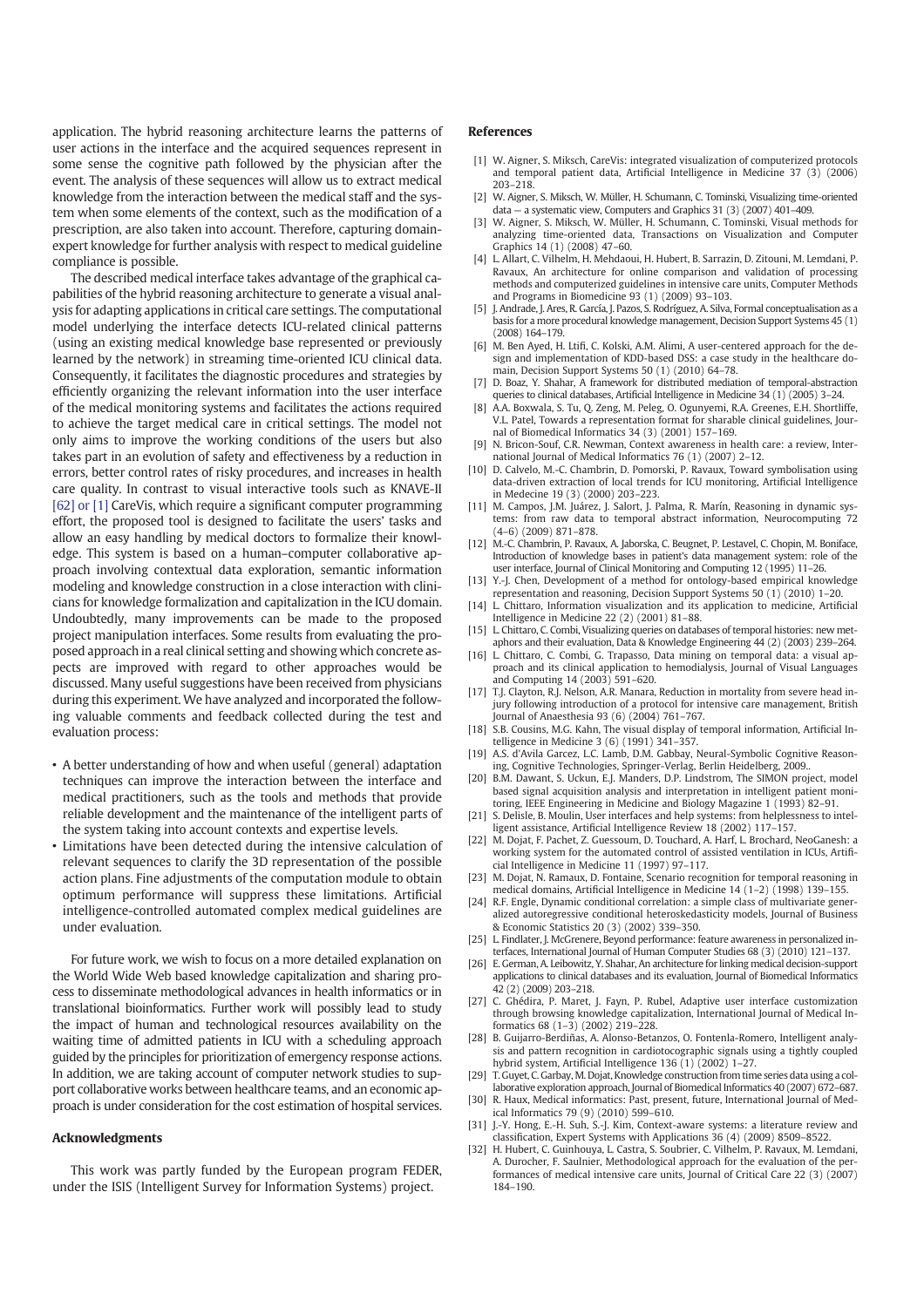application. The hybrid reasoning architecture learns the patterns of user actions in the interface and the acquired sequences represent in some sense the cognitive path followed by the physician after the event. The analysis of these sequences will allow us to extract medical knowledge from the interaction between the medical staff and the system when some elements of the context, such as the modification of a prescription, are also taken into account. Therefore, capturing domain-expert knowledge for further analysis with respect to medical guideline compliance is possible.

The described medical interface takes advantage of the graphical capabilities of the hybrid reasoning architecture to generate a visual analysis for adapting applications in critical care settings. The computational model underlying the interface detects ICU-related clinical patterns (using an existing medical knowledge base represented or previously learned by the network) in streaming time-oriented ICU clinical data. Consequently, it facilitates the diagnostic procedures and strategies by efficiently organizing the relevant information into the user interface of the medical monitoring systems and facilitates the actions required to achieve the target medical care in critical settings. The model not only aims to improve the working conditions of the users but also takes part in an evolution of safety and effectiveness by a reduction in errors, better control rates of risky procedures, and increases in health care quality. In contrast to visual interactive tools such as KNAVE-II [62] or [1] CareVis, which require a significant computer programming effort, the proposed tool is designed to facilitate the users' tasks and allow an easy handling by medical doctors to formalize their knowledge. This system is based on a human–computer collaborative approach involving contextual data exploration, semantic information modeling and knowledge construction in a close interaction with clinicians for knowledge formalization and capitalization in the ICU domain. Undoubtedly, many improvements can be made to the proposed project manipulation interfaces. Some results from evaluating the proposed approach in a real clinical setting and showing which concrete aspects are improved with regard to other approaches would be discussed. Many useful suggestions have been received from physicians during this experiment. We have analyzed and incorporated the following valuable comments and feedback collected during the test and evaluation process:

- A better understanding of how and when useful (general) adaptation techniques can improve the interaction between the interface and medical practitioners, such as the tools and methods that provide reliable development and the maintenance of the intelligent parts of the system taking into account contexts and expertise levels.
- Limitations have been detected during the intensive calculation of relevant sequences to clarify the 3D representation of the possible action plans. Fine adjustments of the computation module to obtain optimum performance will suppress these limitations. Artificial intelligence-controlled automated complex medical guidelines are under evaluation.

For future work, we wish to focus on a more detailed explanation on the World Wide Web based knowledge capitalization and sharing process to disseminate methodological advances in health informatics or in translational bioinformatics. Further work will possibly lead to study the impact of human and technological resources availability on the waiting time of admitted patients in ICU with a scheduling approach guided by the principles for prioritization of emergency response actions. In addition, we are taking account of computer network studies to support collaborative works between healthcare teams, and an economic approach is under consideration for the cost estimation of hospital services.

## Acknowledgments

This work was partly funded by the European program FEDER, under the ISIS (Intelligent Survey for Information Systems) project.

## References

[1] W. Aigner, S. Miksch, CareVis: integrated visualization of computerized protocols and temporal patient data, Artificial Intelligence in Medicine 37 (3) (2006) 203–218.

[2] W. Aigner, S. Miksch, W. Müller, H. Schumann, C. Tominski, Visualizing time-oriented data — a systematic view, Computers and Graphics 31 (3) (2007) 401–409.

[3] W. Aigner, S. Miksch, W. Müller, H. Schumann, C. Tominski, Visual methods for analyzing time-oriented data, Transactions on Visualization and Computer Graphics 14 (1) (2008) 47–60.

[4] L. Allart, C. Vilhelm, H. Mehdaoui, H. Hubert, B. Sarrazin, D. Zitouni, M. Lemdani, P. Ravaux, An architecture for online comparison and validation of processing methods and computerized guidelines in intensive care units, Computer Methods and Programs in Biomedicine 93 (1) (2009) 93–103.

[5] J. Andrade, J. Ares, R. García, J. Pazos, S. Rodríguez, A. Silva, Formal conceptualisation as a basis for a more procedural knowledge management, Decision Support Systems 45 (1) (2008) 164–179.

[6] M. Ben Ayed, H. Ltifi, C. Kolski, A.M. Alimi, A user-centered approach for the design and implementation of KDD-based DSS: a case study in the healthcare domain, Decision Support Systems 50 (1) (2010) 64–78.

[7] D. Boaz, Y. Shahar, A framework for distributed mediation of temporal-abstraction queries to clinical databases, Artificial Intelligence in Medicine 34 (1) (2005) 3–24.

[8] A.A. Boxwala, S. Tu, Q. Zeng, M. Peleg, O. Ogunyemi, R.A. Greenes, E.H. Shortliffe, V.L. Patel, Towards a representation format for sharable clinical guidelines, Journal of Biomedical Informatics 34 (3) (2001) 157–169.

[9] N. Bricon-Souf, C.R. Newman, Context awareness in health care: a review, International Journal of Medical Informatics 76 (1) (2007) 2–12.

[10] D. Calvelo, M.-C. Chambrin, D. Pomorski, P. Ravaux, Toward symbolisation using data-driven extraction of local trends for ICU monitoring, Artificial Intelligence in Medecine 19 (3) (2000) 203–223.

[11] M. Campos, J.M. Juárez, J. Salort, J. Palma, R. Marín, Reasoning in dynamic systems: from raw data to temporal abstract information, Neurocomputing 72 (4–6) (2009) 871–878.

[12] M.-C. Chambrin, P. Ravaux, A. Jaborska, C. Beugnet, P. Lestavel, C. Chopin, M. Boniface, Introduction of knowledge bases in patient's data management system: role of the user interface, Journal of Clinical Monitoring and Computing 12 (1995) 11–26.

[13] Y.-J. Chen, Development of a method for ontology-based empirical knowledge representation and reasoning, Decision Support Systems 50 (1) (2010) 1–20.

[14] L. Chittaro, Information visualization and its application to medicine, Artificial Intelligence in Medicine 22 (2) (2001) 81–88.

[15] L. Chittaro, C. Combi, Visualizing queries on databases of temporal histories: new metaphors and their evaluation, Data & Knowledge Engineering 44 (2) (2003) 239–264.

[16] L. Chittaro, C. Combi, G. Trapasso, Data mining on temporal data: a visual approach and its clinical application to hemodialysis, Journal of Visual Languages and Computing 14 (2003) 591–620.

[17] T.J. Clayton, R.J. Nelson, A.R. Manara, Reduction in mortality from severe head injury following introduction of a protocol for intensive care management, British Journal of Anaesthesia 93 (6) (2004) 761–767.

[18] S.B. Cousins, M.G. Kahn, The visual display of temporal information, Artificial Intelligence in Medicine 3 (6) (1991) 341–357.

[19] A.S. d'Avila Garcez, L.C. Lamb, D.M. Gabbay, Neural-Symbolic Cognitive Reasoning, Cognitive Technologies, Springer-Verlag, Berlin Heidelberg, 2009..

[20] B.M. Dawant, S. Uckun, E.J. Manders, D.P. Lindstrom, The SIMON project, model based signal acquisition analysis and interpretation in intelligent patient monitoring, IEEE Engineering in Medicine and Biology Magazine 1 (1993) 82–91.

[21] S. Delisle, B. Moulin, User interfaces and help systems: from helplessness to intelligent assistance, Artificial Intelligence Review 18 (2002) 117–157.

[22] M. Dojat, F. Pachet, Z. Guessoum, D. Touchard, A. Harf, L. Brochard, NeoGanesh: a working system for the automated control of assisted ventilation in ICUs, Artificial Intelligence in Medicine 11 (1997) 97–117.

[23] M. Dojat, N. Ramaux, D. Fontaine, Scenario recognition for temporal reasoning in medical domains, Artificial Intelligence in Medicine 14 (1–2) (1998) 139–155.

[24] R.F. Engle, Dynamic conditional correlation: a simple class of multivariate generalized autoregressive conditional heteroskedasticity models, Journal of Business & Economic Statistics 20 (3) (2002) 339–350.

[25] L. Findlater, J. McGrenere, Beyond performance: feature awareness in personalized interfaces, International Journal of Human Computer Studies 68 (3) (2010) 121–137.

[26] E. German, A. Leibowitz, Y. Shahar, An architecture for linking medical decision-support applications to clinical databases and its evaluation, Journal of Biomedical Informatics 42 (2) (2009) 203–218.

[27] C. Ghédira, P. Maret, J. Fayn, P. Rubel, Adaptive user interface customization through browsing knowledge capitalization, International Journal of Medical Informatics 68 (1–3) (2002) 219–228.

[28] B. Guijarro-Berdiñas, A. Alonso-Betanzos, O. Fontenla-Romero, Intelligent analysis and pattern recognition in cardiotocographic signals using a tightly coupled hybrid system, Artificial Intelligence 136 (1) (2002) 1–27.

[29] T. Guyet, C. Garbay, M. Dojat, Knowledge construction from time series data using a collaborative exploration approach, Journal of Biomedical Informatics 40 (2007) 672–687.

[30] R. Haux, Medical informatics: Past, present, future, International Journal of Medical Informatics 79 (9) (2010) 599–610.

[31] J.-Y. Hong, E.-H. Suh, S.-J. Kim, Context-aware systems: a literature review and classification, Expert Systems with Applications 36 (4) (2009) 8509–8522.

[32] H. Hubert, C. Guinhouya, L. Castra, S. Soubrier, C. Vilhelm, P. Ravaux, M. Lemdani, A. Durocher, F. Saulnier, Methodological approach for the evaluation of the performances of medical intensive care units, Journal of Critical Care 22 (3) (2007) 184–190.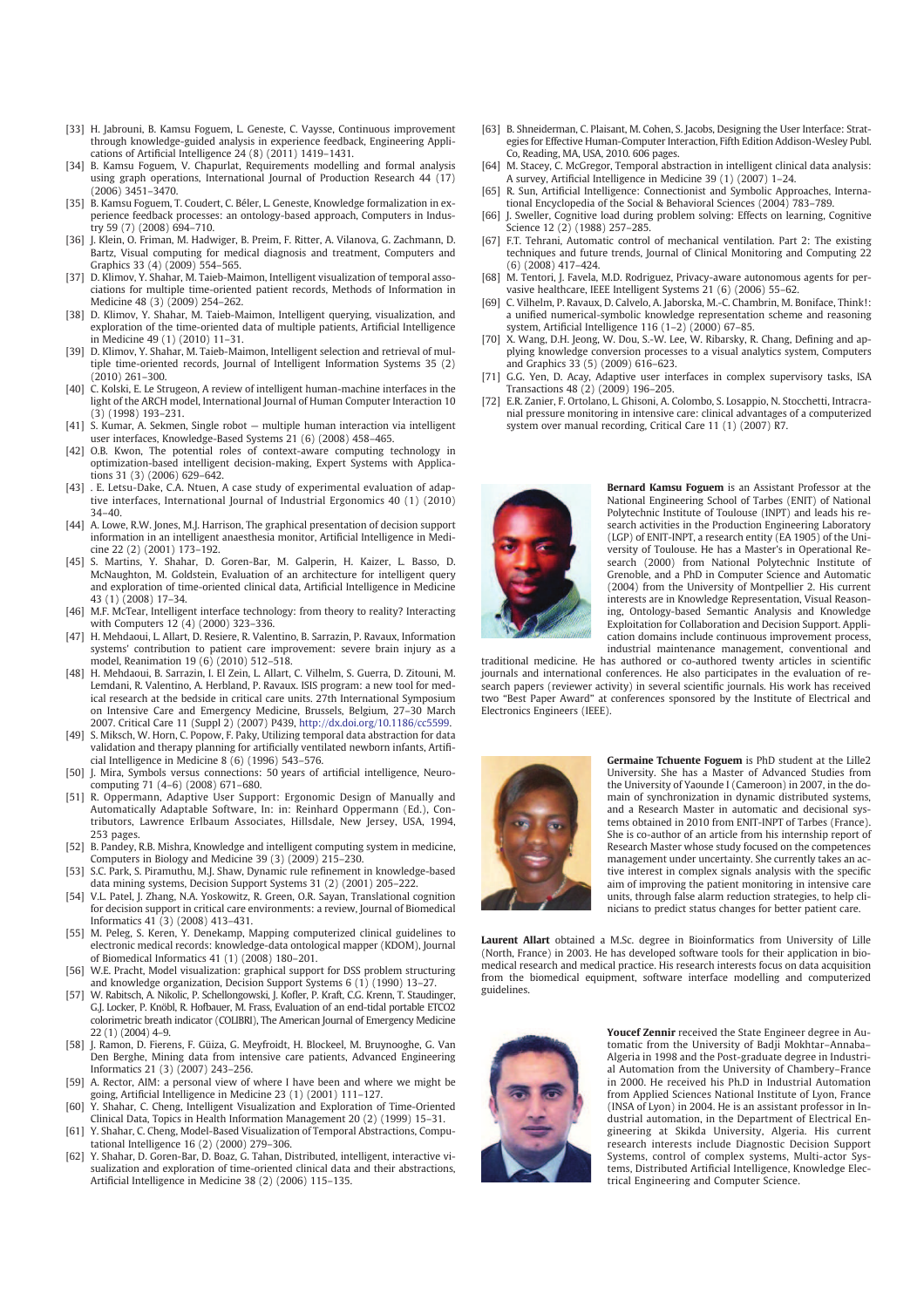[33] H. Jabrouni, B. Kamsu Foguem, L. Geneste, C. Vaysse, Continuous improvement through knowledge-guided analysis in experience feedback, Engineering Applications of Artificial Intelligence 24 (8) (2011) 1419–1431.

[34] B. Kamsu Foguem, V. Chapurlat, Requirements modelling and formal analysis using graph operations, International Journal of Production Research 44 (17) (2006) 3451–3470.

[35] B. Kamsu Foguem, T. Coudert, C. Béler, L. Geneste, Knowledge formalization in experience feedback processes: an ontology-based approach, Computers in Industry 59 (7) (2008) 694–710.

[36] J. Klein, O. Friman, M. Hadwiger, B. Preim, F. Ritter, A. Vilanova, G. Zachmann, D. Bartz, Visual computing for medical diagnosis and treatment, Computers and Graphics 33 (4) (2009) 554–565.

[37] D. Klimov, Y. Shahar, M. Taieb-Maimon, Intelligent visualization of temporal associations for multiple time-oriented patient records, Methods of Information in Medicine 48 (3) (2009) 254–262.

[38] D. Klimov, Y. Shahar, M. Taieb-Maimon, Intelligent querying, visualization, and exploration of the time-oriented data of multiple patients, Artificial Intelligence in Medicine 49 (1) (2010) 11–31.

[39] D. Klimov, Y. Shahar, M. Taieb-Maimon, Intelligent selection and retrieval of multiple time-oriented records, Journal of Intelligent Information Systems 35 (2) (2010) 261–300.

[40] C. Kolski, E. Le Strugeon, A review of intelligent human-machine interfaces in the light of the ARCH model, International Journal of Human Computer Interaction 10 (3) (1998) 193–231.

[41] S. Kumar, A. Sekmen, Single robot — multiple human interaction via intelligent user interfaces, Knowledge-Based Systems 21 (6) (2008) 458–465.

[42] O.B. Kwon, The potential roles of context-aware computing technology in optimization-based intelligent decision-making, Expert Systems with Applications 31 (3) (2006) 629–642.

[43] . E. Letsu-Dake, C.A. Ntuen, A case study of experimental evaluation of adaptive interfaces, International Journal of Industrial Ergonomics 40 (1) (2010) 34–40.

[44] A. Lowe, R.W. Jones, M.J. Harrison, The graphical presentation of decision support information in an intelligent anaesthesia monitor, Artificial Intelligence in Medicine 22 (2) (2001) 173–192.

[45] S. Martins, Y. Shahar, D. Goren-Bar, M. Galperin, H. Kaizer, L. Basso, D. McNaughton, M. Goldstein, Evaluation of an architecture for intelligent query and exploration of time-oriented clinical data, Artificial Intelligence in Medicine 43 (1) (2008) 17–34.

[46] M.F. McTear, Intelligent interface technology: from theory to reality? Interacting with Computers 12 (4) (2000) 323–336.

[47] H. Mehdaoui, L. Allart, D. Resiere, R. Valentino, B. Sarrazin, P. Ravaux, Information systems' contribution to patient care improvement: severe brain injury as a model, Reanimation 19 (6) (2010) 512–518.

[48] H. Mehdaoui, B. Sarrazin, I. El Zein, L. Allart, C. Vilhelm, S. Guerra, D. Zitouni, M. Lemdani, R. Valentino, A. Herbland, P. Ravaux. ISIS program: a new tool for medical research at the bedside in critical care units. 27th International Symposium on Intensive Care and Emergency Medicine, Brussels, Belgium, 27–30 March 2007. Critical Care 11 (Suppl 2) (2007) P439, http://dx.doi.org/10.1186/cc5599.

[49] S. Miksch, W. Horn, C. Popow, F. Paky, Utilizing temporal data abstraction for data validation and therapy planning for artificially ventilated newborn infants, Artificial Intelligence in Medicine 8 (6) (1996) 543–576.

[50] J. Mira, Symbols versus connections: 50 years of artificial intelligence, Neurocomputing 71 (4–6) (2008) 671–680.

[51] R. Oppermann, Adaptive User Support: Ergonomic Design of Manually and Automatically Adaptable Software, In: in: Reinhard Oppermann (Ed.), Contributors, Lawrence Erlbaum Associates, Hillsdale, New Jersey, USA, 1994, 253 pages.

[52] B. Pandey, R.B. Mishra, Knowledge and intelligent computing system in medicine, Computers in Biology and Medicine 39 (3) (2009) 215–230.

[53] S.C. Park, S. Piramuthu, M.J. Shaw, Dynamic rule refinement in knowledge-based data mining systems, Decision Support Systems 31 (2) (2001) 205–222.

[54] V.L. Patel, J. Zhang, N.A. Yoskowitz, R. Green, O.R. Sayan, Translational cognition for decision support in critical care environments: a review, Journal of Biomedical Informatics 41 (3) (2008) 413–431.

[55] M. Peleg, S. Keren, Y. Denekamp, Mapping computerized clinical guidelines to electronic medical records: knowledge-data ontological mapper (KDOM), Journal of Biomedical Informatics 41 (1) (2008) 180–201.

[56] W.E. Pracht, Model visualization: graphical support for DSS problem structuring and knowledge organization, Decision Support Systems 6 (1) (1990) 13–27.

[57] W. Rabitsch, A. Nikolic, P. Schellongowski, J. Kofler, P. Kraft, C.G. Krenn, T. Staudinger, G.J. Locker, P. Knöbl, R. Hofbauer, M. Frass, Evaluation of an end-tidal portable ETCO2 colorimetric breath indicator (COLIBRI), The American Journal of Emergency Medicine 22 (1) (2004) 4–9.

[58] J. Ramon, D. Fierens, F. Güiza, G. Meyfroidt, H. Blockeel, M. Bruynooghe, G. Van Den Berghe, Mining data from intensive care patients, Advanced Engineering Informatics 21 (3) (2007) 243–256.

[59] A. Rector, AIM: a personal view of where I have been and where we might be going, Artificial Intelligence in Medicine 23 (1) (2001) 111–127.

[60] Y. Shahar, C. Cheng, Intelligent Visualization and Exploration of Time-Oriented Clinical Data, Topics in Health Information Management 20 (2) (1999) 15–31.

[61] Y. Shahar, C. Cheng, Model-Based Visualization of Temporal Abstractions, Computational Intelligence 16 (2) (2000) 279–306.

[62] Y. Shahar, D. Goren-Bar, D. Boaz, G. Tahan, Distributed, intelligent, interactive visualization and exploration of time-oriented clinical data and their abstractions, Artificial Intelligence in Medicine 38 (2) (2006) 115–135.

[63] B. Shneiderman, C. Plaisant, M. Cohen, S. Jacobs, Designing the User Interface: Strategies for Effective Human-Computer Interaction, Fifth Edition Addison-Wesley Publ. Co, Reading, MA, USA, 2010. 606 pages.

[64] M. Stacey, C. McGregor, Temporal abstraction in intelligent clinical data analysis: A survey, Artificial Intelligence in Medicine 39 (1) (2007) 1–24.

[65] R. Sun, Artificial Intelligence: Connectionist and Symbolic Approaches, International Encyclopedia of the Social & Behavioral Sciences (2004) 783–789.

[66] J. Sweller, Cognitive load during problem solving: Effects on learning, Cognitive Science 12 (2) (1988) 257–285.

[67] F.T. Tehrani, Automatic control of mechanical ventilation. Part 2: The existing techniques and future trends, Journal of Clinical Monitoring and Computing 22 (6) (2008) 417–424.

[68] M. Tentori, J. Favela, M.D. Rodriguez, Privacy-aware autonomous agents for pervasive healthcare, IEEE Intelligent Systems 21 (6) (2006) 55–62.

[69] C. Vilhelm, P. Ravaux, D. Calvelo, A. Jaborska, M.-C. Chambrin, M. Boniface, Think!: a unified numerical-symbolic knowledge representation scheme and reasoning system, Artificial Intelligence 116 (1–2) (2000) 67–85.

[70] X. Wang, D.H. Jeong, W. Dou, S.-W. Lee, W. Ribarsky, R. Chang, Defining and applying knowledge conversion processes to a visual analytics system, Computers and Graphics 33 (5) (2009) 616–623.

[71] G.G. Yen, D. Acay, Adaptive user interfaces in complex supervisory tasks, ISA Transactions 48 (2) (2009) 196–205.

[72] E.R. Zanier, F. Ortolano, L. Ghisoni, A. Colombo, S. Losappio, N. Stocchetti, Intracranial pressure monitoring in intensive care: clinical advantages of a computerized system over manual recording, Critical Care 11 (1) (2007) R7.

**Bernard Kamsu Foguem** is an Assistant Professor at the National Engineering School of Tarbes (ENIT) of National Polytechnic Institute of Toulouse (INPT) and leads his research activities in the Production Engineering Laboratory (LGP) of ENIT-INPT, a research entity (EA 1905) of the University of Toulouse. He has a Master's in Operational Research (2000) from National Polytechnic Institute of Grenoble, and a PhD in Computer Science and Automatic (2004) from the University of Montpellier 2. His current interests are in Knowledge Representation, Visual Reasoning, Ontology-based Semantic Analysis and Knowledge Exploitation for Collaboration and Decision Support. Application domains include continuous improvement process, industrial maintenance management, conventional and traditional medicine. He has authored or co-authored twenty articles in scientific journals and international conferences. He also participates in the evaluation of research papers (reviewer activity) in several scientific journals. His work has received two "Best Paper Award" at conferences sponsored by the Institute of Electrical and Electronics Engineers (IEEE).

**Germaine Tchuente Foguem** is PhD student at the Lille2 University. She has a Master of Advanced Studies from the University of Yaounde I (Cameroon) in 2007, in the domain of synchronization in dynamic distributed systems, and a Research Master in automatic and decisional systems obtained in 2010 from ENIT-INPT of Tarbes (France). She is co-author of an article from his internship report of Research Master whose study focused on the competences management under uncertainty. She currently takes an active interest in complex signals analysis with the specific aim of improving the patient monitoring in intensive care units, through false alarm reduction strategies, to help clinicians to predict status changes for better patient care.

**Laurent Allart** obtained a M.Sc. degree in Bioinformatics from University of Lille (North, France) in 2003. He has developed software tools for their application in biomedical research and medical practice. His research interests focus on data acquisition from the biomedical equipment, software interface modelling and computerized guidelines.

**Youcef Zennir** received the State Engineer degree in Automatic from the University of Badji Mokhtar–Annaba–Algeria in 1998 and the Post-graduate degree in Industrial Automation from the University of Chambery–France in 2000. He received his Ph.D in Industrial Automation from Applied Sciences National Institute of Lyon, France (INSA of Lyon) in 2004. He is an assistant professor in Industrial automation, in the Department of Electrical Engineering at Skikda University, Algeria. His current research interests include Diagnostic Decision Support Systems, control of complex systems, Multi-actor Systems, Distributed Artificial Intelligence, Knowledge Electrical Engineering and Computer Science.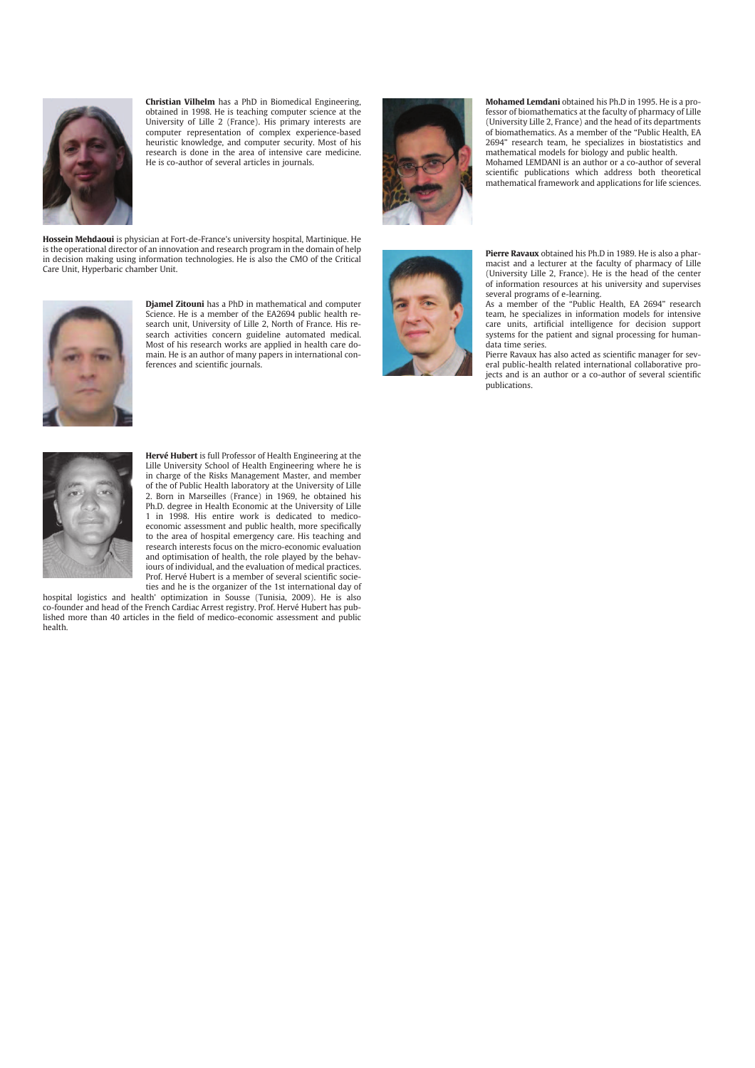**Christian Vilhelm** has a PhD in Biomedical Engineering, obtained in 1998. He is teaching computer science at the University of Lille 2 (France). His primary interests are computer representation of complex experience-based heuristic knowledge, and computer security. Most of his research is done in the area of intensive care medicine. He is co-author of several articles in journals.

**Hossein Mehdaoui** is physician at Fort-de-France's university hospital, Martinique. He is the operational director of an innovation and research program in the domain of help in decision making using information technologies. He is also the CMO of the Critical Care Unit, Hyperbaric chamber Unit.

**Djamel Zitouni** has a PhD in mathematical and computer Science. He is a member of the EA2694 public health research unit, University of Lille 2, North of France. His research activities concern guideline automated medical. Most of his research works are applied in health care domain. He is an author of many papers in international conferences and scientific journals.

**Hervé Hubert** is full Professor of Health Engineering at the Lille University School of Health Engineering where he is in charge of the Risks Management Master, and member of the of Public Health laboratory at the University of Lille 2. Born in Marseilles (France) in 1969, he obtained his Ph.D. degree in Health Economic at the University of Lille 1 in 1998. His entire work is dedicated to medico-economic assessment and public health, more specifically to the area of hospital emergency care. His teaching and research interests focus on the micro-economic evaluation and optimisation of health, the role played by the behaviours of individual, and the evaluation of medical practices. Prof. Hervé Hubert is a member of several scientific societies and he is the organizer of the 1st international day of hospital logistics and health' optimization in Sousse (Tunisia, 2009). He is also co-founder and head of the French Cardiac Arrest registry. Prof. Hervé Hubert has published more than 40 articles in the field of medico-economic assessment and public health.

**Mohamed Lemdani** obtained his Ph.D in 1995. He is a professor of biomathematics at the faculty of pharmacy of Lille (University Lille 2, France) and the head of its departments of biomathematics. As a member of the "Public Health, EA 2694" research team, he specializes in biostatistics and mathematical models for biology and public health.
Mohamed LEMDANI is an author or a co-author of several scientific publications which address both theoretical mathematical framework and applications for life sciences.

**Pierre Ravaux** obtained his Ph.D in 1989. He is also a pharmacist and a lecturer at the faculty of pharmacy of Lille (University Lille 2, France). He is the head of the center of information resources at his university and supervises several programs of e-learning.
As a member of the "Public Health, EA 2694" research team, he specializes in information models for intensive care units, artificial intelligence for decision support systems for the patient and signal processing for human-data time series.
Pierre Ravaux has also acted as scientific manager for several public-health related international collaborative projects and is an author or a co-author of several scientific publications.